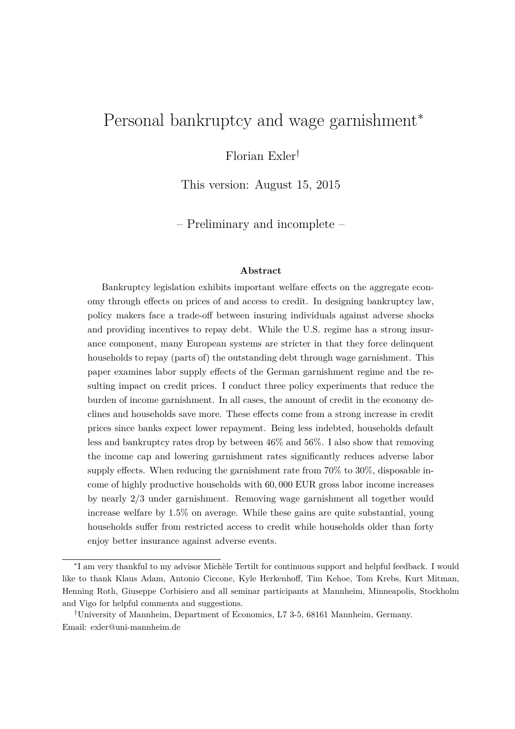# Personal bankruptcy and wage garnishment[*]

Florian Exler[†]

This version: August 15, 2015

– Preliminary and incomplete –

### Abstract

Bankruptcy legislation exhibits important welfare effects on the aggregate economy through effects on prices of and access to credit. In designing bankruptcy law, policy makers face a trade-off between insuring individuals against adverse shocks and providing incentives to repay debt. While the U.S. regime has a strong insurance component, many European systems are stricter in that they force delinquent households to repay (parts of) the outstanding debt through wage garnishment. This paper examines labor supply effects of the German garnishment regime and the resulting impact on credit prices. I conduct three policy experiments that reduce the burden of income garnishment. In all cases, the amount of credit in the economy declines and households save more. These effects come from a strong increase in credit prices since banks expect lower repayment. Being less indebted, households default less and bankruptcy rates drop by between 46% and 56%. I also show that removing the income cap and lowering garnishment rates significantly reduces adverse labor supply effects. When reducing the garnishment rate from 70% to 30%, disposable income of highly productive households with 60,000 EUR gross labor income increases by nearly 2/3 under garnishment. Removing wage garnishment all together would increase welfare by 1.5% on average. While these gains are quite substantial, young households suffer from restricted access to credit while households older than forty enjoy better insurance against adverse events.

---

[*] I am very thankful to my advisor Michèle Tertilt for continuous support and helpful feedback. I would like to thank Klaus Adam, Antonio Ciccone, Kyle Herkenhoff, Tim Kehoe, Tom Krebs, Kurt Mitman, Henning Roth, Giuseppe Corbisiero and all seminar participants at Mannheim, Minneapolis, Stockholm and Vigo for helpful comments and suggestions.

[†] University of Mannheim, Department of Economics, L7 3-5, 68161 Mannheim, Germany. Email: exler@uni-mannheim.de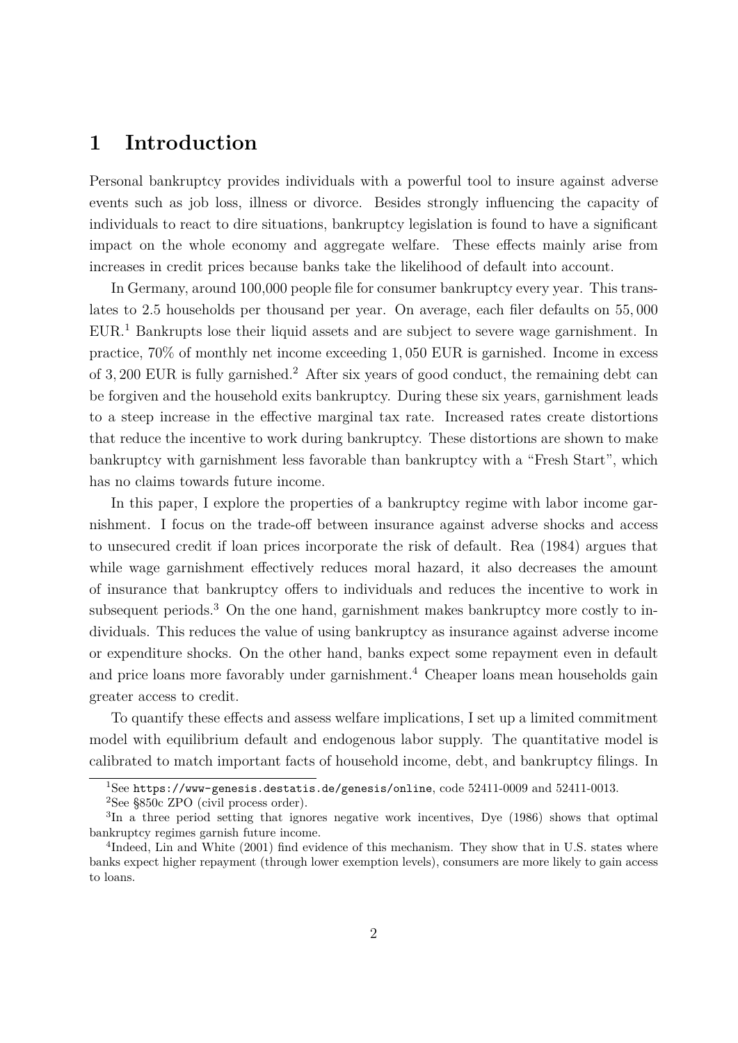# 1 Introduction

Personal bankruptcy provides individuals with a powerful tool to insure against adverse events such as job loss, illness or divorce. Besides strongly influencing the capacity of individuals to react to dire situations, bankruptcy legislation is found to have a significant impact on the whole economy and aggregate welfare. These effects mainly arise from increases in credit prices because banks take the likelihood of default into account.

In Germany, around 100,000 people file for consumer bankruptcy every year. This translates to 2.5 households per thousand per year. On average, each filer defaults on 55,000 EUR.[1] Bankrupts lose their liquid assets and are subject to severe wage garnishment. In practice, 70% of monthly net income exceeding 1,050 EUR is garnished. Income in excess of 3,200 EUR is fully garnished.[2] After six years of good conduct, the remaining debt can be forgiven and the household exits bankruptcy. During these six years, garnishment leads to a steep increase in the effective marginal tax rate. Increased rates create distortions that reduce the incentive to work during bankruptcy. These distortions are shown to make bankruptcy with garnishment less favorable than bankruptcy with a "Fresh Start", which has no claims towards future income.

In this paper, I explore the properties of a bankruptcy regime with labor income garnishment. I focus on the trade-off between insurance against adverse shocks and access to unsecured credit if loan prices incorporate the risk of default. Rea (1984) argues that while wage garnishment effectively reduces moral hazard, it also decreases the amount of insurance that bankruptcy offers to individuals and reduces the incentive to work in subsequent periods.[3] On the one hand, garnishment makes bankruptcy more costly to individuals. This reduces the value of using bankruptcy as insurance against adverse income or expenditure shocks. On the other hand, banks expect some repayment even in default and price loans more favorably under garnishment.[4] Cheaper loans mean households gain greater access to credit.

To quantify these effects and assess welfare implications, I set up a limited commitment model with equilibrium default and endogenous labor supply. The quantitative model is calibrated to match important facts of household income, debt, and bankruptcy filings. In

---

[1] See https://www-genesis.destatis.de/genesis/online, code 52411-0009 and 52411-0013.

[2] See §850c ZPO (civil process order).

[3] In a three period setting that ignores negative work incentives, Dye (1986) shows that optimal bankruptcy regimes garnish future income.

[4] Indeed, Lin and White (2001) find evidence of this mechanism. They show that in U.S. states where banks expect higher repayment (through lower exemption levels), consumers are more likely to gain access to loans.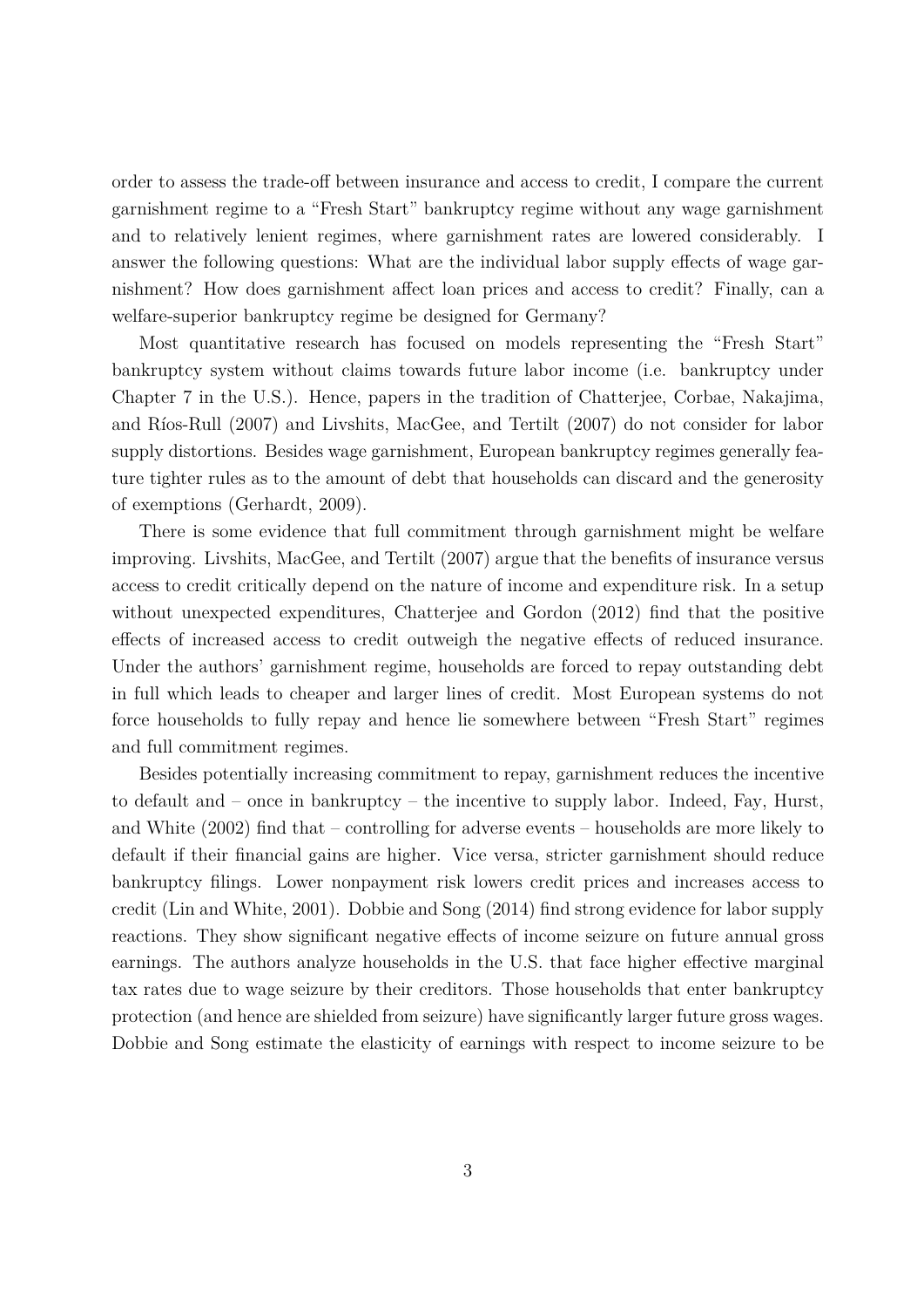order to assess the trade-off between insurance and access to credit, I compare the current garnishment regime to a "Fresh Start" bankruptcy regime without any wage garnishment and to relatively lenient regimes, where garnishment rates are lowered considerably. I answer the following questions: What are the individual labor supply effects of wage garnishment? How does garnishment affect loan prices and access to credit? Finally, can a welfare-superior bankruptcy regime be designed for Germany?

Most quantitative research has focused on models representing the "Fresh Start" bankruptcy system without claims towards future labor income (i.e. bankruptcy under Chapter 7 in the U.S.). Hence, papers in the tradition of Chatterjee, Corbae, Nakajima, and Ríos-Rull (2007) and Livshits, MacGee, and Tertilt (2007) do not consider for labor supply distortions. Besides wage garnishment, European bankruptcy regimes generally feature tighter rules as to the amount of debt that households can discard and the generosity of exemptions (Gerhardt, 2009).

There is some evidence that full commitment through garnishment might be welfare improving. Livshits, MacGee, and Tertilt (2007) argue that the benefits of insurance versus access to credit critically depend on the nature of income and expenditure risk. In a setup without unexpected expenditures, Chatterjee and Gordon (2012) find that the positive effects of increased access to credit outweigh the negative effects of reduced insurance. Under the authors' garnishment regime, households are forced to repay outstanding debt in full which leads to cheaper and larger lines of credit. Most European systems do not force households to fully repay and hence lie somewhere between "Fresh Start" regimes and full commitment regimes.

Besides potentially increasing commitment to repay, garnishment reduces the incentive to default and – once in bankruptcy – the incentive to supply labor. Indeed, Fay, Hurst, and White (2002) find that – controlling for adverse events – households are more likely to default if their financial gains are higher. Vice versa, stricter garnishment should reduce bankruptcy filings. Lower nonpayment risk lowers credit prices and increases access to credit (Lin and White, 2001). Dobbie and Song (2014) find strong evidence for labor supply reactions. They show significant negative effects of income seizure on future annual gross earnings. The authors analyze households in the U.S. that face higher effective marginal tax rates due to wage seizure by their creditors. Those households that enter bankruptcy protection (and hence are shielded from seizure) have significantly larger future gross wages. Dobbie and Song estimate the elasticity of earnings with respect to income seizure to be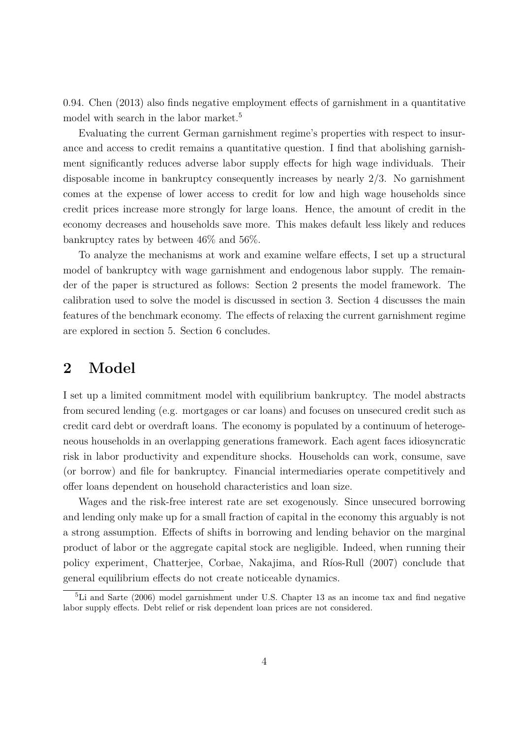0.94. Chen (2013) also finds negative employment effects of garnishment in a quantitative model with search in the labor market.[5]

Evaluating the current German garnishment regime's properties with respect to insurance and access to credit remains a quantitative question. I find that abolishing garnishment significantly reduces adverse labor supply effects for high wage individuals. Their disposable income in bankruptcy consequently increases by nearly 2/3. No garnishment comes at the expense of lower access to credit for low and high wage households since credit prices increase more strongly for large loans. Hence, the amount of credit in the economy decreases and households save more. This makes default less likely and reduces bankruptcy rates by between 46% and 56%.

To analyze the mechanisms at work and examine welfare effects, I set up a structural model of bankruptcy with wage garnishment and endogenous labor supply. The remainder of the paper is structured as follows: Section 2 presents the model framework. The calibration used to solve the model is discussed in section 3. Section 4 discusses the main features of the benchmark economy. The effects of relaxing the current garnishment regime are explored in section 5. Section 6 concludes.

# 2 Model

I set up a limited commitment model with equilibrium bankruptcy. The model abstracts from secured lending (e.g. mortgages or car loans) and focuses on unsecured credit such as credit card debt or overdraft loans. The economy is populated by a continuum of heterogeneous households in an overlapping generations framework. Each agent faces idiosyncratic risk in labor productivity and expenditure shocks. Households can work, consume, save (or borrow) and file for bankruptcy. Financial intermediaries operate competitively and offer loans dependent on household characteristics and loan size.

Wages and the risk-free interest rate are set exogenously. Since unsecured borrowing and lending only make up for a small fraction of capital in the economy this arguably is not a strong assumption. Effects of shifts in borrowing and lending behavior on the marginal product of labor or the aggregate capital stock are negligible. Indeed, when running their policy experiment, Chatterjee, Corbae, Nakajima, and Ríos-Rull (2007) conclude that general equilibrium effects do not create noticeable dynamics.

[5] Li and Sarte (2006) model garnishment under U.S. Chapter 13 as an income tax and find negative labor supply effects. Debt relief or risk dependent loan prices are not considered.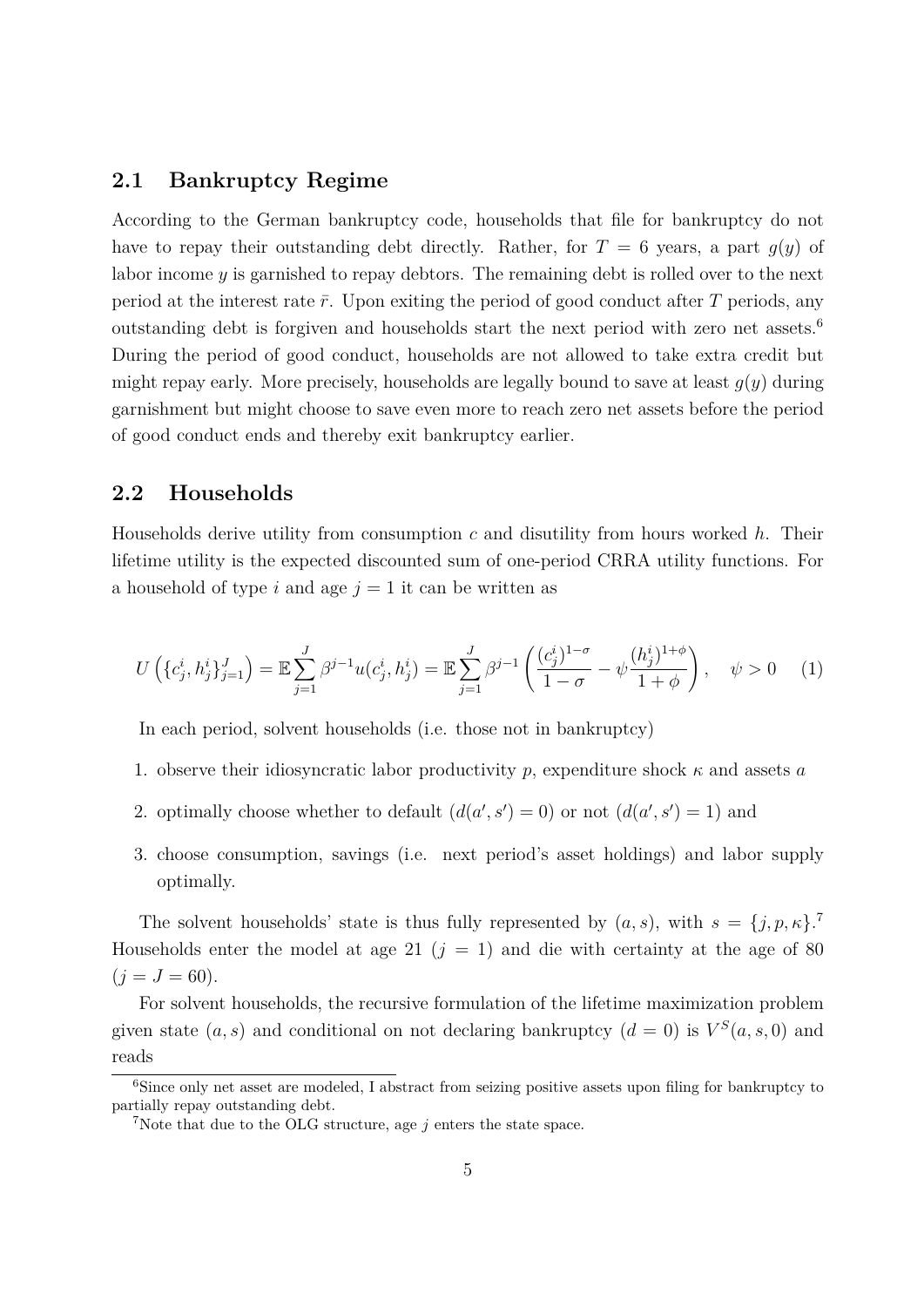## 2.1 Bankruptcy Regime

According to the German bankruptcy code, households that file for bankruptcy do not have to repay their outstanding debt directly. Rather, for $T = 6$ years, a part $g(y)$ of labor income $y$ is garnished to repay debtors. The remaining debt is rolled over to the next period at the interest rate $\bar{r}$. Upon exiting the period of good conduct after $T$ periods, any outstanding debt is forgiven and households start the next period with zero net assets.[6] During the period of good conduct, households are not allowed to take extra credit but might repay early. More precisely, households are legally bound to save at least $g(y)$ during garnishment but might choose to save even more to reach zero net assets before the period of good conduct ends and thereby exit bankruptcy earlier.

## 2.2 Households

Households derive utility from consumption $c$ and disutility from hours worked $h$. Their lifetime utility is the expected discounted sum of one-period CRRA utility functions. For a household of type $i$ and age $j = 1$ it can be written as

$$U\left(\{c^i_j, h^i_j\}_{j=1}^J\right) = \mathbb{E}\sum_{j=1}^{J} \beta^{j-1} u(c^i_j, h^i_j) = \mathbb{E}\sum_{j=1}^{J} \beta^{j-1}\left(\frac{(c^i_j)^{1-\sigma}}{1-\sigma} - \psi\frac{(h^i_j)^{1+\phi}}{1+\phi}\right), \quad \psi > 0 \qquad (1)$$

In each period, solvent households (i.e. those not in bankruptcy)

1. observe their idiosyncratic labor productivity $p$, expenditure shock $\kappa$ and assets $a$
2. optimally choose whether to default ($d(a', s') = 0$) or not ($d(a', s') = 1$) and
3. choose consumption, savings (i.e. next period's asset holdings) and labor supply optimally.

The solvent households' state is thus fully represented by $(a, s)$, with $s = \{j, p, \kappa\}$.[7] Households enter the model at age 21 ($j = 1$) and die with certainty at the age of 80 ($j = J = 60$).

For solvent households, the recursive formulation of the lifetime maximization problem given state $(a, s)$ and conditional on not declaring bankruptcy ($d = 0$) is $V^S(a, s, 0)$ and reads

[6] Since only net asset are modeled, I abstract from seizing positive assets upon filing for bankruptcy to partially repay outstanding debt.

[7] Note that due to the OLG structure, age $j$ enters the state space.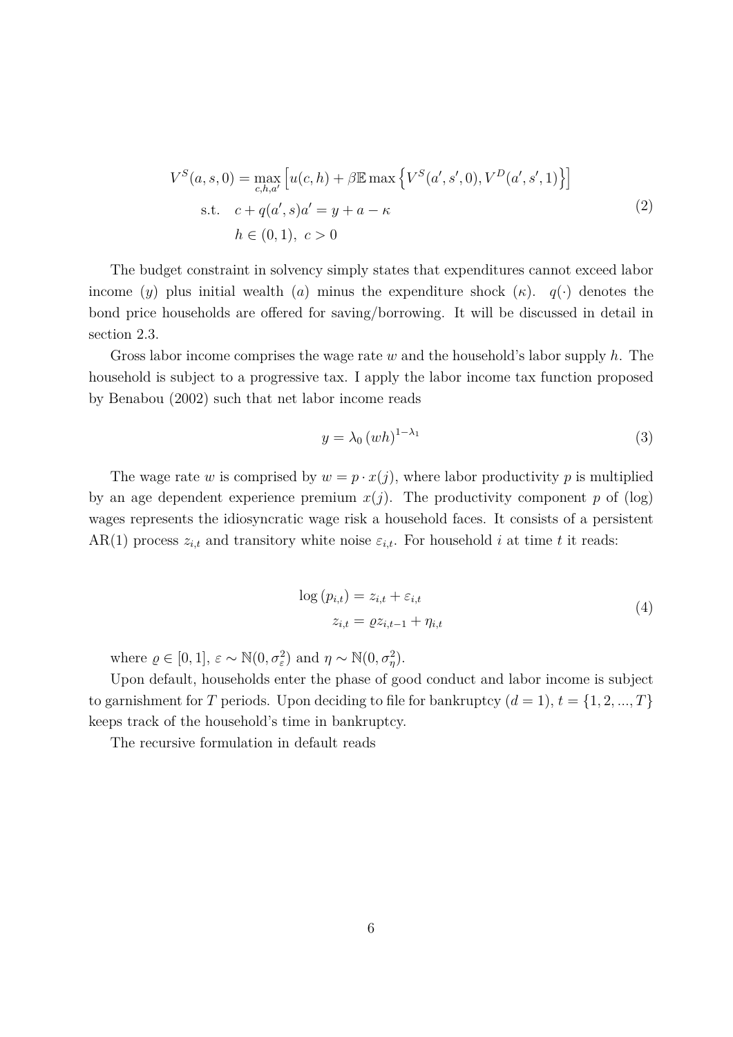$$
\begin{aligned}
V^S(a,s,0) = \max_{c,h,a'} & \left[ u(c,h) + \beta \mathbb{E} \max \left\{ V^S(a',s',0), V^D(a',s',1) \right\} \right] \\
\text{s.t.} \quad & c + q(a',s)a' = y + a - \kappa \\
& h \in (0,1), \; c > 0
\end{aligned} \tag{2}
$$

The budget constraint in solvency simply states that expenditures cannot exceed labor income ($y$) plus initial wealth ($a$) minus the expenditure shock ($\kappa$). $q(\cdot)$ denotes the bond price households are offered for saving/borrowing. It will be discussed in detail in section 2.3.

Gross labor income comprises the wage rate $w$ and the household's labor supply $h$. The household is subject to a progressive tax. I apply the labor income tax function proposed by Benabou (2002) such that net labor income reads

$$
y = \lambda_0 \left( wh \right)^{1-\lambda_1} \tag{3}
$$

The wage rate $w$ is comprised by $w = p \cdot x(j)$, where labor productivity $p$ is multiplied by an age dependent experience premium $x(j)$. The productivity component $p$ of (log) wages represents the idiosyncratic wage risk a household faces. It consists of a persistent AR(1) process $z_{i,t}$ and transitory white noise $\varepsilon_{i,t}$. For household $i$ at time $t$ it reads:

$$
\begin{aligned}
\log \left( p_{i,t} \right) &= z_{i,t} + \varepsilon_{i,t} \\
z_{i,t} &= \varrho z_{i,t-1} + \eta_{i,t}
\end{aligned} \tag{4}
$$

where $\varrho \in [0,1]$, $\varepsilon \sim \mathbb{N}(0, \sigma_\varepsilon^2)$ and $\eta \sim \mathbb{N}(0, \sigma_\eta^2)$.

Upon default, households enter the phase of good conduct and labor income is subject to garnishment for $T$ periods. Upon deciding to file for bankruptcy ($d = 1$), $t = \{1, 2, ..., T\}$ keeps track of the household's time in bankruptcy.

The recursive formulation in default reads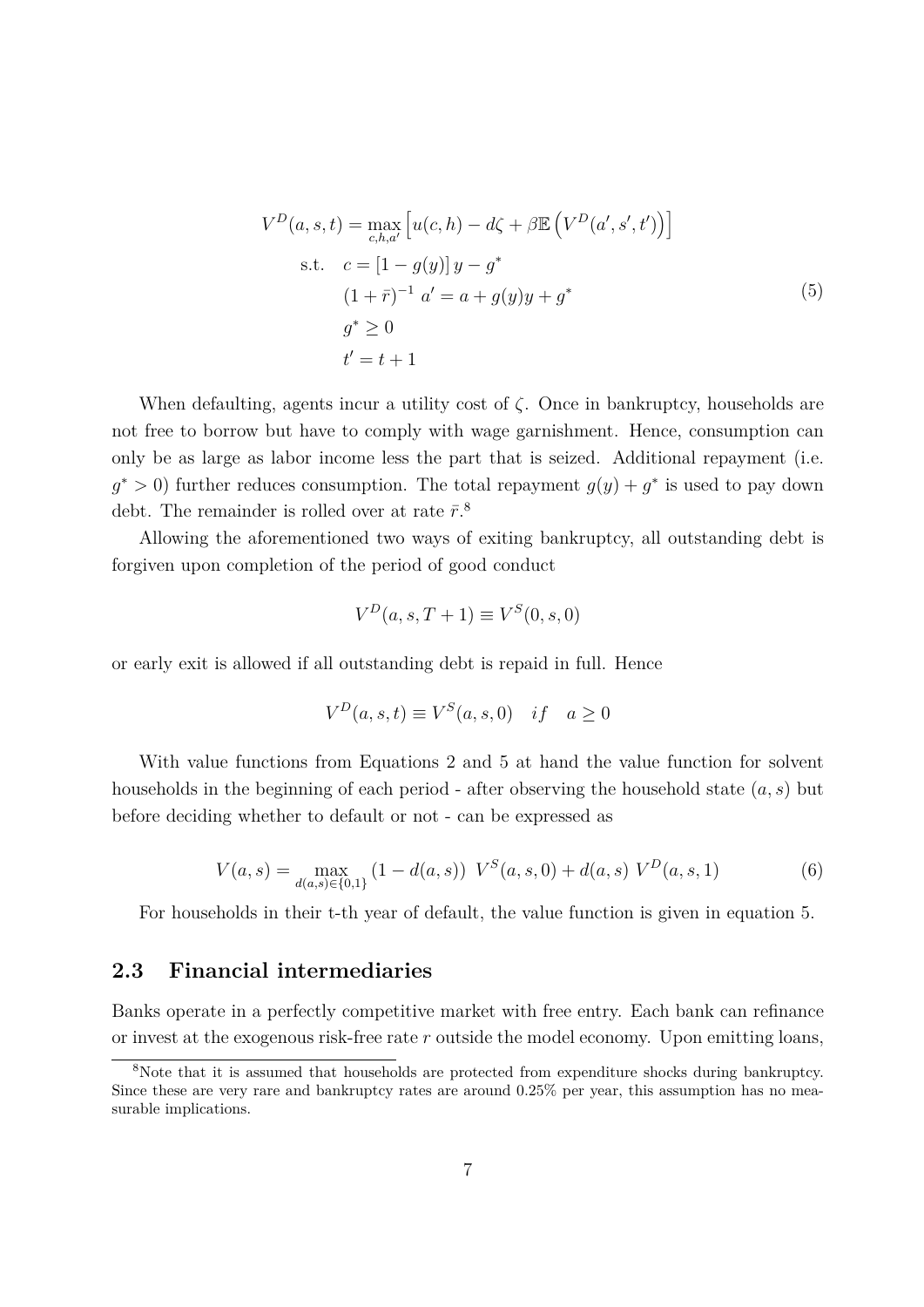$$
\begin{aligned}
V^D(a,s,t) = \max_{c,h,a'} & \left[ u(c,h) - d\zeta + \beta \mathbb{E} \left( V^D(a',s',t') \right) \right] \\
\text{s.t.} \quad & c = [1 - g(y)]\, y - g^* \\
& (1+\bar{r})^{-1}\, a' = a + g(y)y + g^* \\
& g^* \geq 0 \\
& t' = t + 1
\end{aligned}
\tag{5}
$$

When defaulting, agents incur a utility cost of $\zeta$. Once in bankruptcy, households are not free to borrow but have to comply with wage garnishment. Hence, consumption can only be as large as labor income less the part that is seized. Additional repayment (i.e. $g^* > 0$) further reduces consumption. The total repayment $g(y) + g^*$ is used to pay down debt. The remainder is rolled over at rate $\bar{r}$.[8]

Allowing the aforementioned two ways of exiting bankruptcy, all outstanding debt is forgiven upon completion of the period of good conduct

$$
V^D(a,s,T+1) \equiv V^S(0,s,0)
$$

or early exit is allowed if all outstanding debt is repaid in full. Hence

$$
V^D(a,s,t) \equiv V^S(a,s,0) \quad if \quad a \geq 0
$$

With value functions from Equations 2 and 5 at hand the value function for solvent households in the beginning of each period - after observing the household state $(a, s)$ but before deciding whether to default or not - can be expressed as

$$
V(a,s) = \max_{d(a,s)\in\{0,1\}} (1 - d(a,s))\ V^S(a,s,0) + d(a,s)\ V^D(a,s,1) \tag{6}
$$

For households in their t-th year of default, the value function is given in equation 5.

## 2.3 Financial intermediaries

Banks operate in a perfectly competitive market with free entry. Each bank can refinance or invest at the exogenous risk-free rate $r$ outside the model economy. Upon emitting loans,

[8] Note that it is assumed that households are protected from expenditure shocks during bankruptcy. Since these are very rare and bankruptcy rates are around 0.25% per year, this assumption has no measurable implications.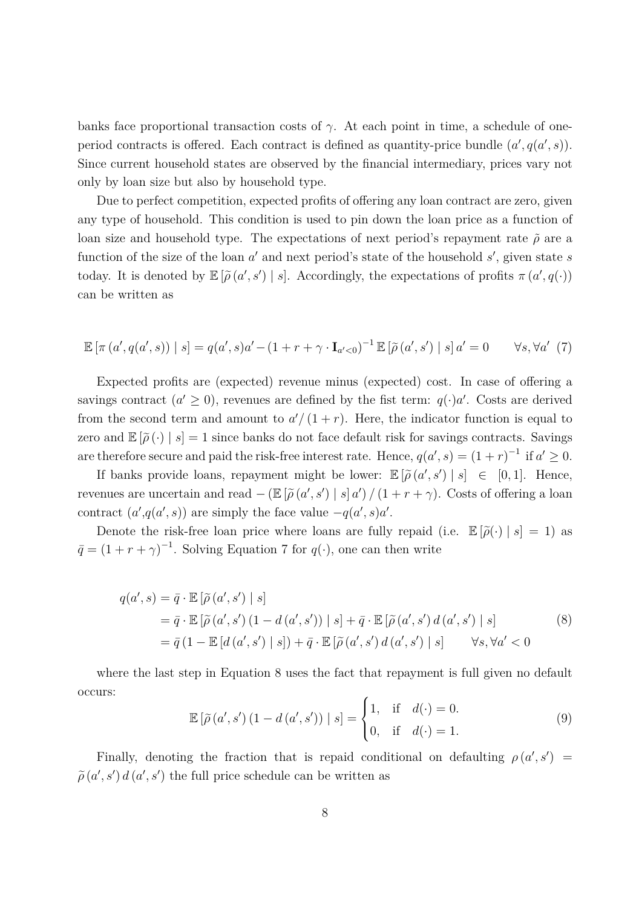banks face proportional transaction costs of $\gamma$. At each point in time, a schedule of one-period contracts is offered. Each contract is defined as quantity-price bundle $(a', q(a', s))$. Since current household states are observed by the financial intermediary, prices vary not only by loan size but also by household type.

Due to perfect competition, expected profits of offering any loan contract are zero, given any type of household. This condition is used to pin down the loan price as a function of loan size and household type. The expectations of next period's repayment rate $\tilde{\rho}$ are a function of the size of the loan $a'$ and next period's state of the household $s'$, given state $s$ today. It is denoted by $\mathbb{E}\left[\widetilde{\rho}\left(a', s'\right) \mid s\right]$. Accordingly, the expectations of profits $\pi\left(a', q(\cdot)\right)$ can be written as

$$\mathbb{E}\left[\pi\left(a', q(a', s)\right) \mid s\right] = q(a', s)a' - \left(1 + r + \gamma \cdot \mathbf{I}_{a'<0}\right)^{-1} \mathbb{E}\left[\widetilde{\rho}\left(a', s'\right) \mid s\right] a' = 0 \qquad \forall s, \forall a' \quad (7)$$

Expected profits are (expected) revenue minus (expected) cost. In case of offering a savings contract ($a' \geq 0$), revenues are defined by the fist term: $q(\cdot)a'$. Costs are derived from the second term and amount to $a'/\left(1 + r\right)$. Here, the indicator function is equal to zero and $\mathbb{E}\left[\widetilde{\rho}\left(\cdot\right) \mid s\right] = 1$ since banks do not face default risk for savings contracts. Savings are therefore secure and paid the risk-free interest rate. Hence, $q(a', s) = (1 + r)^{-1}$ if $a' \geq 0$.

If banks provide loans, repayment might be lower: $\mathbb{E}\left[\widetilde{\rho}\left(a', s'\right) \mid s\right] \in [0, 1]$. Hence, revenues are uncertain and read $-\left(\mathbb{E}\left[\widetilde{\rho}\left(a', s'\right) \mid s\right] a'\right) / \left(1 + r + \gamma\right)$. Costs of offering a loan contract $(a', q(a', s))$ are simply the face value $-q(a', s)a'$.

Denote the risk-free loan price where loans are fully repaid (i.e. $\mathbb{E}\left[\widetilde{\rho}(\cdot) \mid s\right] = 1$) as $\bar{q} = \left(1 + r + \gamma\right)^{-1}$. Solving Equation 7 for $q(\cdot)$, one can then write

$$\begin{aligned}
q(a', s) &= \bar{q} \cdot \mathbb{E}\left[\widetilde{\rho}\left(a', s'\right) \mid s\right] \\
&= \bar{q} \cdot \mathbb{E}\left[\widetilde{\rho}\left(a', s'\right)\left(1 - d\left(a', s'\right)\right) \mid s\right] + \bar{q} \cdot \mathbb{E}\left[\widetilde{\rho}\left(a', s'\right) d\left(a', s'\right) \mid s\right] \\
&= \bar{q}\left(1 - \mathbb{E}\left[d\left(a', s'\right) \mid s\right]\right) + \bar{q} \cdot \mathbb{E}\left[\widetilde{\rho}\left(a', s'\right) d\left(a', s'\right) \mid s\right] \qquad \forall s, \forall a' < 0
\end{aligned} \quad (8)$$

where the last step in Equation 8 uses the fact that repayment is full given no default occurs:

$$\mathbb{E}\left[\widetilde{\rho}\left(a', s'\right)\left(1 - d\left(a', s'\right)\right) \mid s\right] = \begin{cases} 1, & \text{if} \quad d(\cdot) = 0. \\ 0, & \text{if} \quad d(\cdot) = 1. \end{cases} \quad (9)$$

Finally, denoting the fraction that is repaid conditional on defaulting $\rho\left(a', s'\right) = \widetilde{\rho}\left(a', s'\right) d\left(a', s'\right)$ the full price schedule can be written as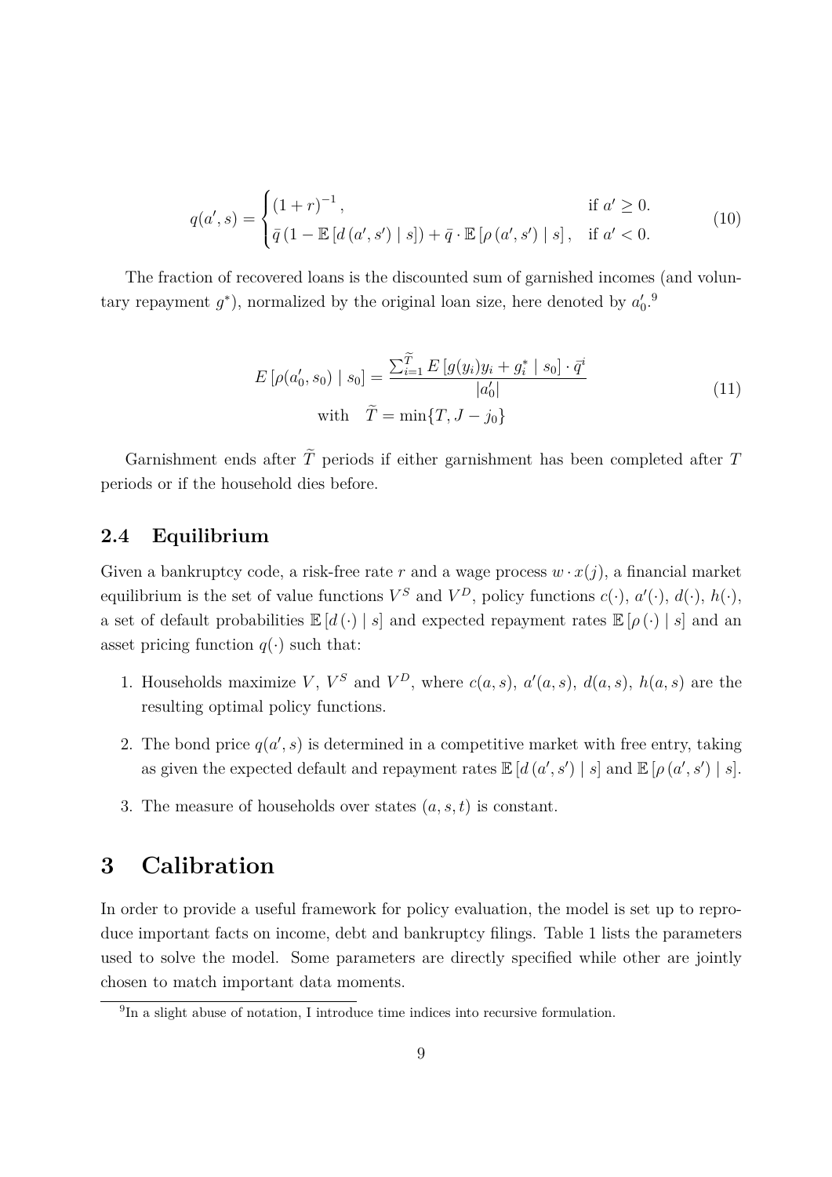$$
q(a', s) = \begin{cases} (1+r)^{-1}, & \text{if } a' \geq 0. \\ \bar{q}\left(1 - \mathbb{E}\left[d\left(a', s'\right) \mid s\right]\right) + \bar{q} \cdot \mathbb{E}\left[\rho\left(a', s'\right) \mid s\right], & \text{if } a' < 0. \end{cases} \tag{10}
$$

The fraction of recovered loans is the discounted sum of garnished incomes (and voluntary repayment $g^*$), normalized by the original loan size, here denoted by $a'_0$.[9]

$$
E\left[\rho(a'_0, s_0) \mid s_0\right] = \frac{\sum_{i=1}^{\widetilde{T}} E\left[g(y_i)y_i + g_i^* \mid s_0\right] \cdot \bar{q}^i}{|a'_0|} \tag{11}
$$
$$
\text{with} \quad \widetilde{T} = \min\{T, J - j_0\}
$$

Garnishment ends after $\widetilde{T}$ periods if either garnishment has been completed after $T$ periods or if the household dies before.

## 2.4 Equilibrium

Given a bankruptcy code, a risk-free rate $r$ and a wage process $w \cdot x(j)$, a financial market equilibrium is the set of value functions $V^S$ and $V^D$, policy functions $c(\cdot)$, $a'(\cdot)$, $d(\cdot)$, $h(\cdot)$, a set of default probabilities $\mathbb{E}\left[d(\cdot) \mid s\right]$ and expected repayment rates $\mathbb{E}\left[\rho(\cdot) \mid s\right]$ and an asset pricing function $q(\cdot)$ such that:

1. Households maximize $V$, $V^S$ and $V^D$, where $c(a, s)$, $a'(a, s)$, $d(a, s)$, $h(a, s)$ are the resulting optimal policy functions.
2. The bond price $q(a', s)$ is determined in a competitive market with free entry, taking as given the expected default and repayment rates $\mathbb{E}\left[d\left(a', s'\right) \mid s\right]$ and $\mathbb{E}\left[\rho\left(a', s'\right) \mid s\right]$.
3. The measure of households over states $(a, s, t)$ is constant.

# 3 Calibration

In order to provide a useful framework for policy evaluation, the model is set up to reproduce important facts on income, debt and bankruptcy filings. Table 1 lists the parameters used to solve the model. Some parameters are directly specified while other are jointly chosen to match important data moments.

[9] In a slight abuse of notation, I introduce time indices into recursive formulation.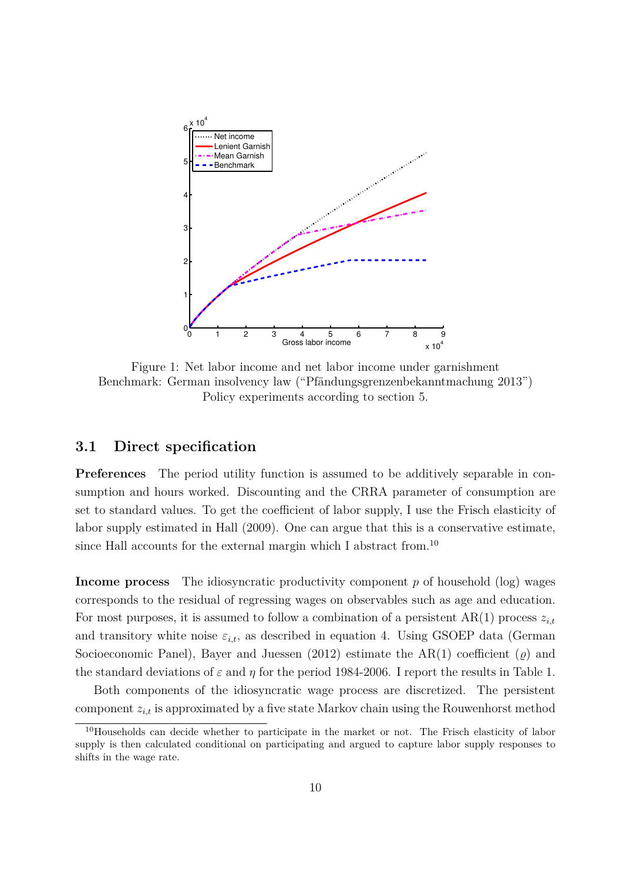Figure 1: Net labor income and net labor income under garnishment
Benchmark: German insolvency law ("Pfändungsgrenzenbekanntmachung 2013")
Policy experiments according to section 5.

### 3.1 Direct specification

**Preferences** The period utility function is assumed to be additively separable in consumption and hours worked. Discounting and the CRRA parameter of consumption are set to standard values. To get the coefficient of labor supply, I use the Frisch elasticity of labor supply estimated in Hall (2009). One can argue that this is a conservative estimate, since Hall accounts for the external margin which I abstract from.[10]

**Income process** The idiosyncratic productivity component $p$ of household (log) wages corresponds to the residual of regressing wages on observables such as age and education. For most purposes, it is assumed to follow a combination of a persistent AR(1) process $z_{i,t}$ and transitory white noise $\varepsilon_{i,t}$, as described in equation 4. Using GSOEP data (German Socioeconomic Panel), Bayer and Juessen (2012) estimate the AR(1) coefficient ($\varrho$) and the standard deviations of $\varepsilon$ and $\eta$ for the period 1984-2006. I report the results in Table 1.

Both components of the idiosyncratic wage process are discretized. The persistent component $z_{i,t}$ is approximated by a five state Markov chain using the Rouwenhorst method

[10] Households can decide whether to participate in the market or not. The Frisch elasticity of labor supply is then calculated conditional on participating and argued to capture labor supply responses to shifts in the wage rate.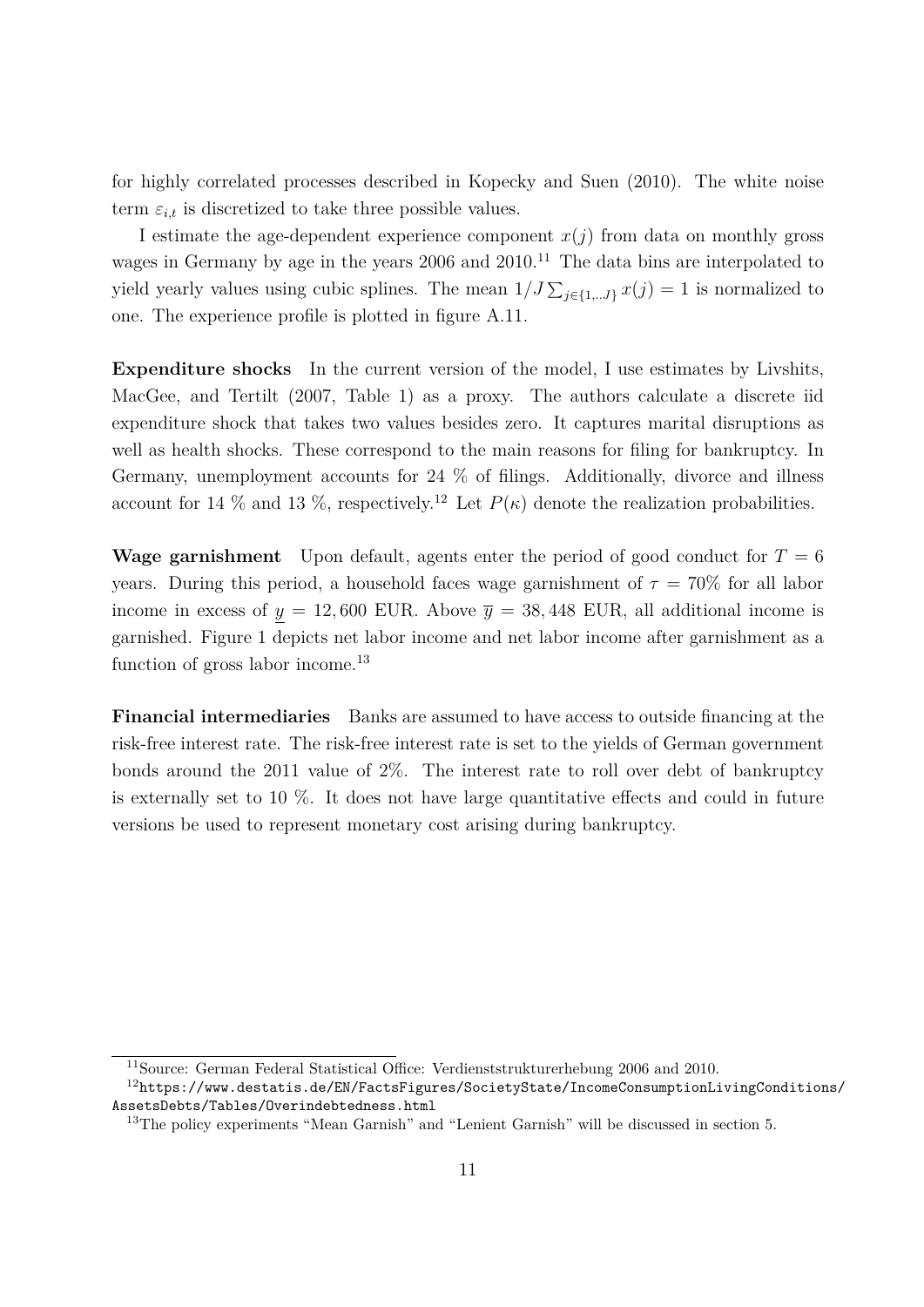for highly correlated processes described in Kopecky and Suen (2010). The white noise term $\varepsilon_{i,t}$ is discretized to take three possible values.

I estimate the age-dependent experience component $x(j)$ from data on monthly gross wages in Germany by age in the years 2006 and 2010.[11] The data bins are interpolated to yield yearly values using cubic splines. The mean $1/J \sum_{j\in\{1,..J\}} x(j) = 1$ is normalized to one. The experience profile is plotted in figure A.11.

**Expenditure shocks** In the current version of the model, I use estimates by Livshits, MacGee, and Tertilt (2007, Table 1) as a proxy. The authors calculate a discrete iid expenditure shock that takes two values besides zero. It captures marital disruptions as well as health shocks. These correspond to the main reasons for filing for bankruptcy. In Germany, unemployment accounts for 24 % of filings. Additionally, divorce and illness account for 14 % and 13 %, respectively.[12] Let $P(\kappa)$ denote the realization probabilities.

**Wage garnishment** Upon default, agents enter the period of good conduct for $T = 6$ years. During this period, a household faces wage garnishment of $\tau = 70\%$ for all labor income in excess of $\underline{y} = 12,600$ EUR. Above $\overline{y} = 38,448$ EUR, all additional income is garnished. Figure 1 depicts net labor income and net labor income after garnishment as a function of gross labor income.[13]

**Financial intermediaries** Banks are assumed to have access to outside financing at the risk-free interest rate. The risk-free interest rate is set to the yields of German government bonds around the 2011 value of 2%. The interest rate to roll over debt of bankruptcy is externally set to 10 %. It does not have large quantitative effects and could in future versions be used to represent monetary cost arising during bankruptcy.

[11] Source: German Federal Statistical Office: Verdienststrukturerhebung 2006 and 2010.

[12] https://www.destatis.de/EN/FactsFigures/SocietyState/IncomeConsumptionLivingConditions/AssetsDebts/Tables/Overindebtedness.html

[13] The policy experiments "Mean Garnish" and "Lenient Garnish" will be discussed in section 5.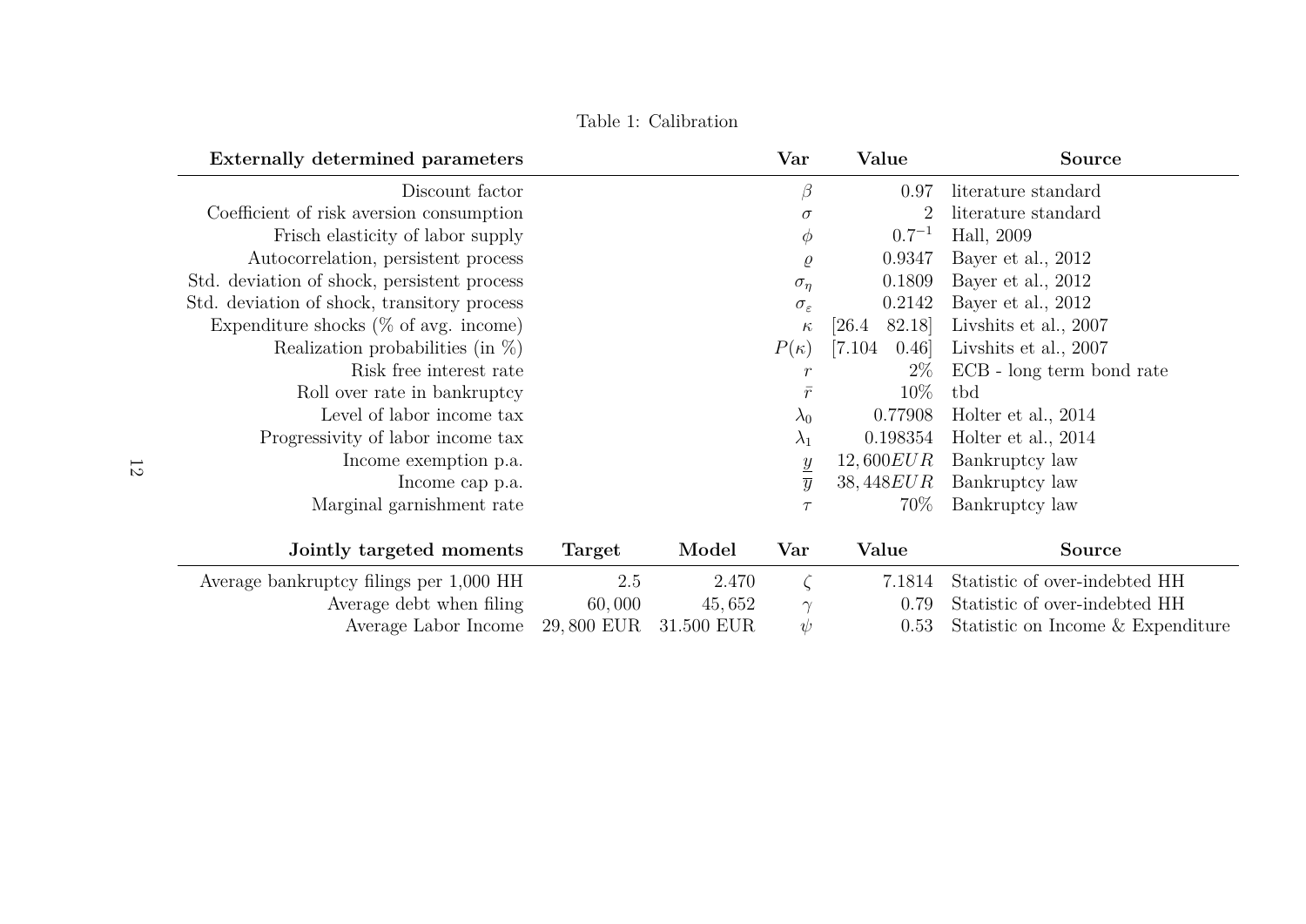Table 1: Calibration

| Externally determined parameters | | | Var | Value | Source |
|---|---|---|---|---|---|
| Discount factor | | | $\beta$ | 0.97 | literature standard |
| Coefficient of risk aversion consumption | | | $\sigma$ | 2 | literature standard |
| Frisch elasticity of labor supply | | | $\phi$ | $0.7^{-1}$ | Hall, 2009 |
| Autocorrelation, persistent process | | | $\varrho$ | 0.9347 | Bayer et al., 2012 |
| Std. deviation of shock, persistent process | | | $\sigma_\eta$ | 0.1809 | Bayer et al., 2012 |
| Std. deviation of shock, transitory process | | | $\sigma_\varepsilon$ | 0.2142 | Bayer et al., 2012 |
| Expenditure shocks (% of avg. income) | | | $\kappa$ | [26.4 82.18] | Livshits et al., 2007 |
| Realization probabilities (in %) | | | $P(\kappa)$ | [7.104 0.46] | Livshits et al., 2007 |
| Risk free interest rate | | | $r$ | 2% | ECB - long term bond rate |
| Roll over rate in bankruptcy | | | $\bar{r}$ | 10% | tbd |
| Level of labor income tax | | | $\lambda_0$ | 0.77908 | Holter et al., 2014 |
| Progressivity of labor income tax | | | $\lambda_1$ | 0.198354 | Holter et al., 2014 |
| Income exemption p.a. | | | $\underline{y}$ | $12,600 EUR$ | Bankruptcy law |
| Income cap p.a. | | | $\overline{y}$ | $38,448 EUR$ | Bankruptcy law |
| Marginal garnishment rate | | | $\tau$ | 70% | Bankruptcy law |
| **Jointly targeted moments** | **Target** | **Model** | **Var** | **Value** | **Source** |
| Average bankruptcy filings per 1,000 HH | 2.5 | 2.470 | $\zeta$ | 7.1814 | Statistic of over-indebted HH |
| Average debt when filing | 60,000 | 45,652 | $\gamma$ | 0.79 | Statistic of over-indebted HH |
| Average Labor Income | 29,800 EUR | 31.500 EUR | $\psi$ | 0.53 | Statistic on Income & Expenditure |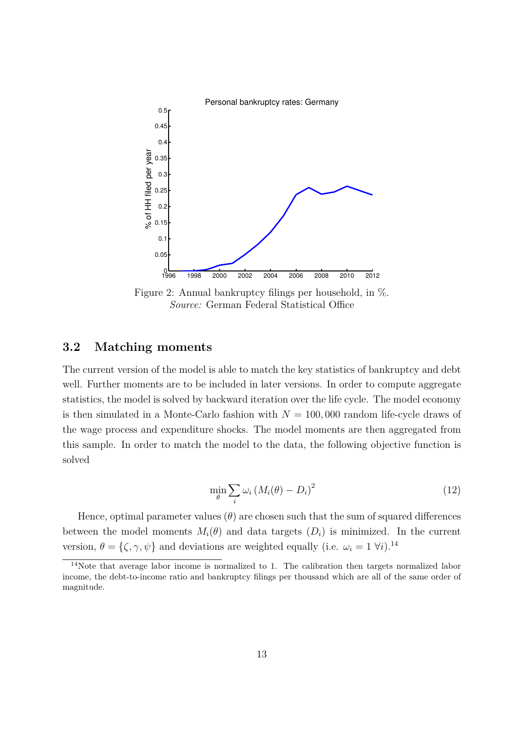Figure 2: Annual bankruptcy filings per household, in %.
*Source:* German Federal Statistical Office

### 3.2 Matching moments

The current version of the model is able to match the key statistics of bankruptcy and debt well. Further moments are to be included in later versions. In order to compute aggregate statistics, the model is solved by backward iteration over the life cycle. The model economy is then simulated in a Monte-Carlo fashion with $N = 100,000$ random life-cycle draws of the wage process and expenditure shocks. The model moments are then aggregated from this sample. In order to match the model to the data, the following objective function is solved

$$\min_{\theta} \sum_{i} \omega_i \left( M_i(\theta) - D_i \right)^2 \tag{12}$$

Hence, optimal parameter values ($\theta$) are chosen such that the sum of squared differences between the model moments $M_i(\theta)$ and data targets ($D_i$) is minimized. In the current version, $\theta = \{\zeta, \gamma, \psi\}$ and deviations are weighted equally (i.e. $\omega_i = 1 \; \forall i$).[14]

[14] Note that average labor income is normalized to 1. The calibration then targets normalized labor income, the debt-to-income ratio and bankruptcy filings per thousand which are all of the same order of magnitude.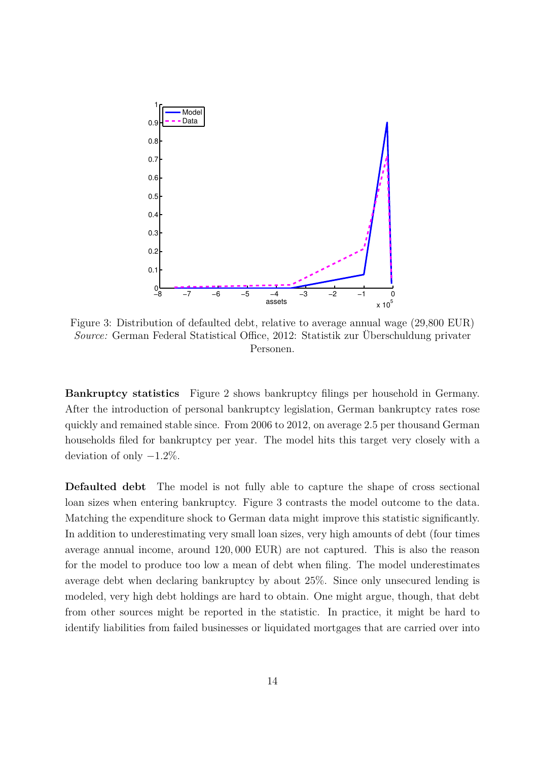Figure 3: Distribution of defaulted debt, relative to average annual wage (29,800 EUR)
*Source:* German Federal Statistical Office, 2012: Statistik zur Überschuldung privater Personen.

**Bankruptcy statistics** Figure 2 shows bankruptcy filings per household in Germany. After the introduction of personal bankruptcy legislation, German bankruptcy rates rose quickly and remained stable since. From 2006 to 2012, on average 2.5 per thousand German households filed for bankruptcy per year. The model hits this target very closely with a deviation of only $-1.2\%$.

**Defaulted debt** The model is not fully able to capture the shape of cross sectional loan sizes when entering bankruptcy. Figure 3 contrasts the model outcome to the data. Matching the expenditure shock to German data might improve this statistic significantly. In addition to underestimating very small loan sizes, very high amounts of debt (four times average annual income, around $120,000$ EUR) are not captured. This is also the reason for the model to produce too low a mean of debt when filing. The model underestimates average debt when declaring bankruptcy by about 25%. Since only unsecured lending is modeled, very high debt holdings are hard to obtain. One might argue, though, that debt from other sources might be reported in the statistic. In practice, it might be hard to identify liabilities from failed businesses or liquidated mortgages that are carried over into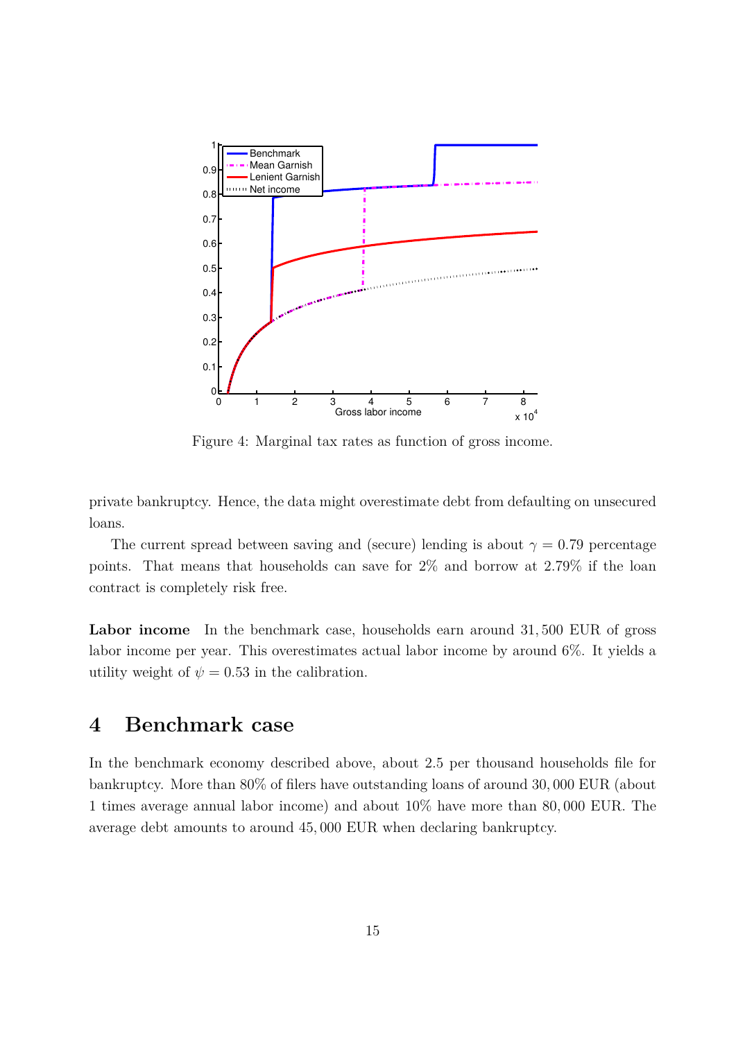Figure 4: Marginal tax rates as function of gross income.

private bankruptcy. Hence, the data might overestimate debt from defaulting on unsecured loans.

The current spread between saving and (secure) lending is about $\gamma = 0.79$ percentage points. That means that households can save for 2% and borrow at 2.79% if the loan contract is completely risk free.

**Labor income** In the benchmark case, households earn around 31,500 EUR of gross labor income per year. This overestimates actual labor income by around 6%. It yields a utility weight of $\psi = 0.53$ in the calibration.

# 4 Benchmark case

In the benchmark economy described above, about 2.5 per thousand households file for bankruptcy. More than 80% of filers have outstanding loans of around 30,000 EUR (about 1 times average annual labor income) and about 10% have more than 80,000 EUR. The average debt amounts to around 45,000 EUR when declaring bankruptcy.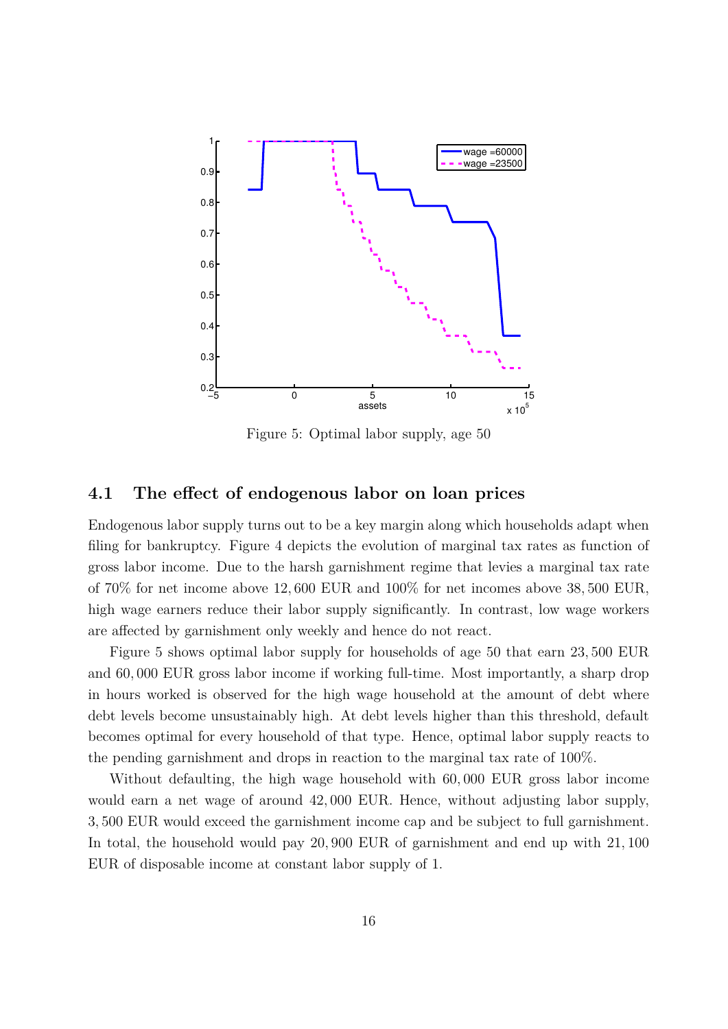Figure 5: Optimal labor supply, age 50

## 4.1 The effect of endogenous labor on loan prices

Endogenous labor supply turns out to be a key margin along which households adapt when filing for bankruptcy. Figure 4 depicts the evolution of marginal tax rates as function of gross labor income. Due to the harsh garnishment regime that levies a marginal tax rate of 70% for net income above 12,600 EUR and 100% for net incomes above 38,500 EUR, high wage earners reduce their labor supply significantly. In contrast, low wage workers are affected by garnishment only weekly and hence do not react.

Figure 5 shows optimal labor supply for households of age 50 that earn 23,500 EUR and 60,000 EUR gross labor income if working full-time. Most importantly, a sharp drop in hours worked is observed for the high wage household at the amount of debt where debt levels become unsustainably high. At debt levels higher than this threshold, default becomes optimal for every household of that type. Hence, optimal labor supply reacts to the pending garnishment and drops in reaction to the marginal tax rate of 100%.

Without defaulting, the high wage household with 60,000 EUR gross labor income would earn a net wage of around 42,000 EUR. Hence, without adjusting labor supply, 3,500 EUR would exceed the garnishment income cap and be subject to full garnishment. In total, the household would pay 20,900 EUR of garnishment and end up with 21,100 EUR of disposable income at constant labor supply of 1.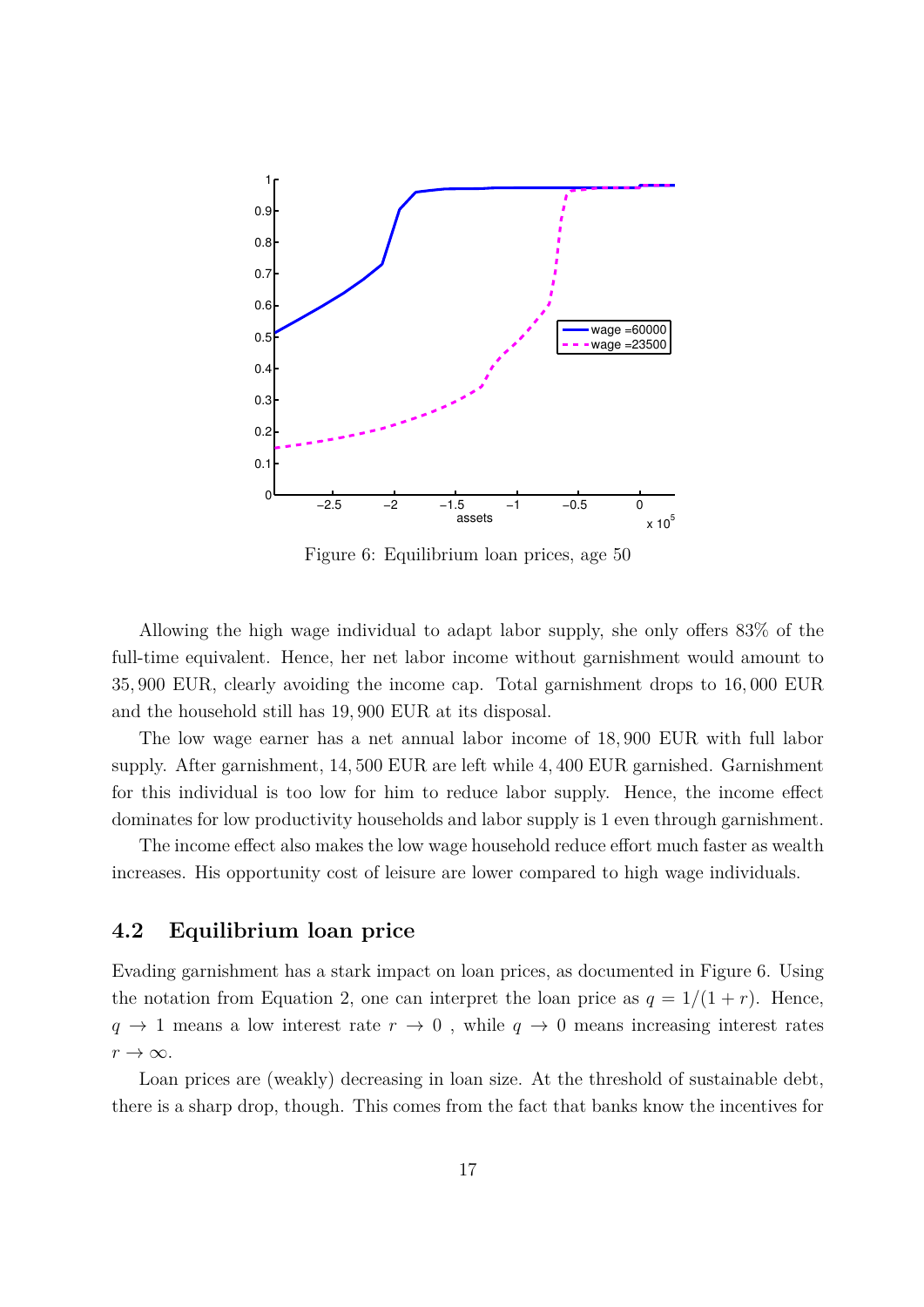Figure 6: Equilibrium loan prices, age 50

Allowing the high wage individual to adapt labor supply, she only offers 83% of the full-time equivalent. Hence, her net labor income without garnishment would amount to 35, 900 EUR, clearly avoiding the income cap. Total garnishment drops to 16, 000 EUR and the household still has 19, 900 EUR at its disposal.

The low wage earner has a net annual labor income of 18, 900 EUR with full labor supply. After garnishment, 14, 500 EUR are left while 4, 400 EUR garnished. Garnishment for this individual is too low for him to reduce labor supply. Hence, the income effect dominates for low productivity households and labor supply is 1 even through garnishment.

The income effect also makes the low wage household reduce effort much faster as wealth increases. His opportunity cost of leisure are lower compared to high wage individuals.

## 4.2 Equilibrium loan price

Evading garnishment has a stark impact on loan prices, as documented in Figure 6. Using the notation from Equation 2, one can interpret the loan price as $q = 1/(1 + r)$. Hence, $q \to 1$ means a low interest rate $r \to 0$ , while $q \to 0$ means increasing interest rates $r \to \infty$.

Loan prices are (weakly) decreasing in loan size. At the threshold of sustainable debt, there is a sharp drop, though. This comes from the fact that banks know the incentives for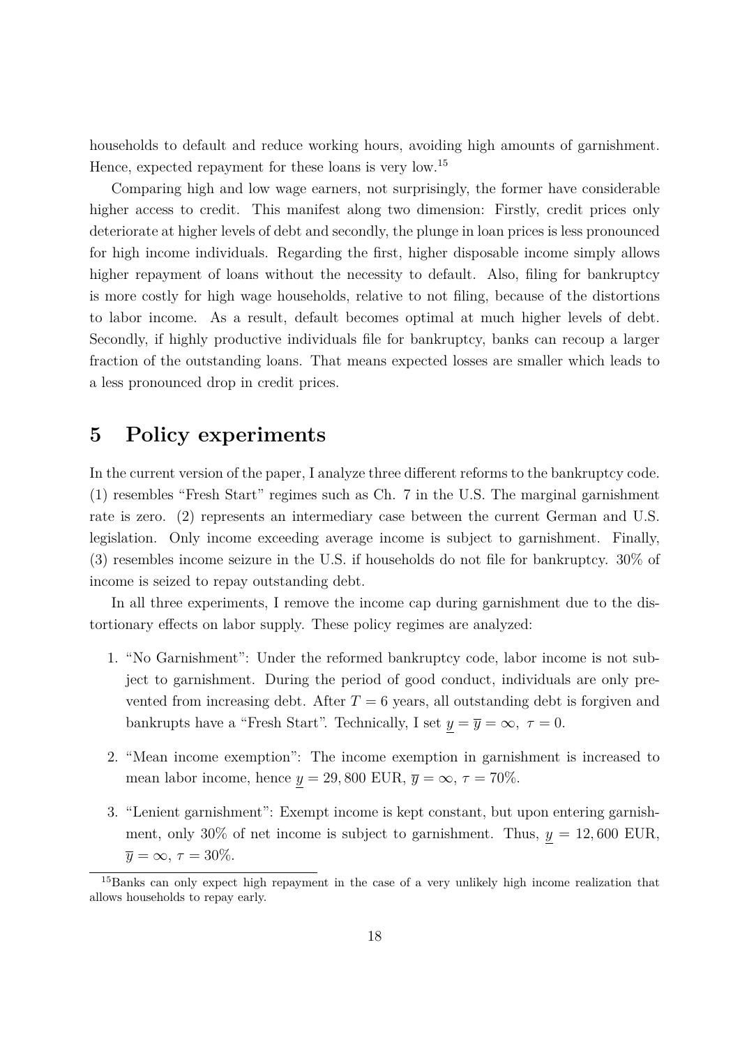households to default and reduce working hours, avoiding high amounts of garnishment. Hence, expected repayment for these loans is very low.[15]

Comparing high and low wage earners, not surprisingly, the former have considerable higher access to credit. This manifest along two dimension: Firstly, credit prices only deteriorate at higher levels of debt and secondly, the plunge in loan prices is less pronounced for high income individuals. Regarding the first, higher disposable income simply allows higher repayment of loans without the necessity to default. Also, filing for bankruptcy is more costly for high wage households, relative to not filing, because of the distortions to labor income. As a result, default becomes optimal at much higher levels of debt. Secondly, if highly productive individuals file for bankruptcy, banks can recoup a larger fraction of the outstanding loans. That means expected losses are smaller which leads to a less pronounced drop in credit prices.

# 5 Policy experiments

In the current version of the paper, I analyze three different reforms to the bankruptcy code. (1) resembles "Fresh Start" regimes such as Ch. 7 in the U.S. The marginal garnishment rate is zero. (2) represents an intermediary case between the current German and U.S. legislation. Only income exceeding average income is subject to garnishment. Finally, (3) resembles income seizure in the U.S. if households do not file for bankruptcy. 30% of income is seized to repay outstanding debt.

In all three experiments, I remove the income cap during garnishment due to the distortionary effects on labor supply. These policy regimes are analyzed:

1. "No Garnishment": Under the reformed bankruptcy code, labor income is not subject to garnishment. During the period of good conduct, individuals are only prevented from increasing debt. After $T = 6$ years, all outstanding debt is forgiven and bankrupts have a "Fresh Start". Technically, I set $\underline{y} = \overline{y} = \infty,\ \tau = 0$.
2. "Mean income exemption": The income exemption in garnishment is increased to mean labor income, hence $\underline{y} = 29,800$ EUR, $\overline{y} = \infty$, $\tau = 70\%$.
3. "Lenient garnishment": Exempt income is kept constant, but upon entering garnishment, only 30% of net income is subject to garnishment. Thus, $\underline{y} = 12,600$ EUR, $\overline{y} = \infty$, $\tau = 30\%$.

[15] Banks can only expect high repayment in the case of a very unlikely high income realization that allows households to repay early.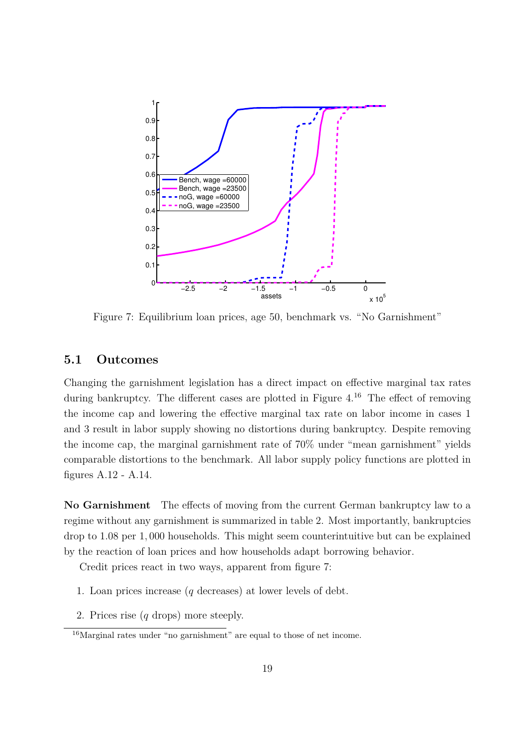Figure 7: Equilibrium loan prices, age 50, benchmark vs. "No Garnishment"

## 5.1 Outcomes

Changing the garnishment legislation has a direct impact on effective marginal tax rates during bankruptcy. The different cases are plotted in Figure 4.[16] The effect of removing the income cap and lowering the effective marginal tax rate on labor income in cases 1 and 3 result in labor supply showing no distortions during bankruptcy. Despite removing the income cap, the marginal garnishment rate of 70% under "mean garnishment" yields comparable distortions to the benchmark. All labor supply policy functions are plotted in figures A.12 - A.14.

**No Garnishment** The effects of moving from the current German bankruptcy law to a regime without any garnishment is summarized in table 2. Most importantly, bankruptcies drop to 1.08 per 1,000 households. This might seem counterintuitive but can be explained by the reaction of loan prices and how households adapt borrowing behavior.

Credit prices react in two ways, apparent from figure 7:

1. Loan prices increase ($q$ decreases) at lower levels of debt.

2. Prices rise ($q$ drops) more steeply.

[16] Marginal rates under "no garnishment" are equal to those of net income.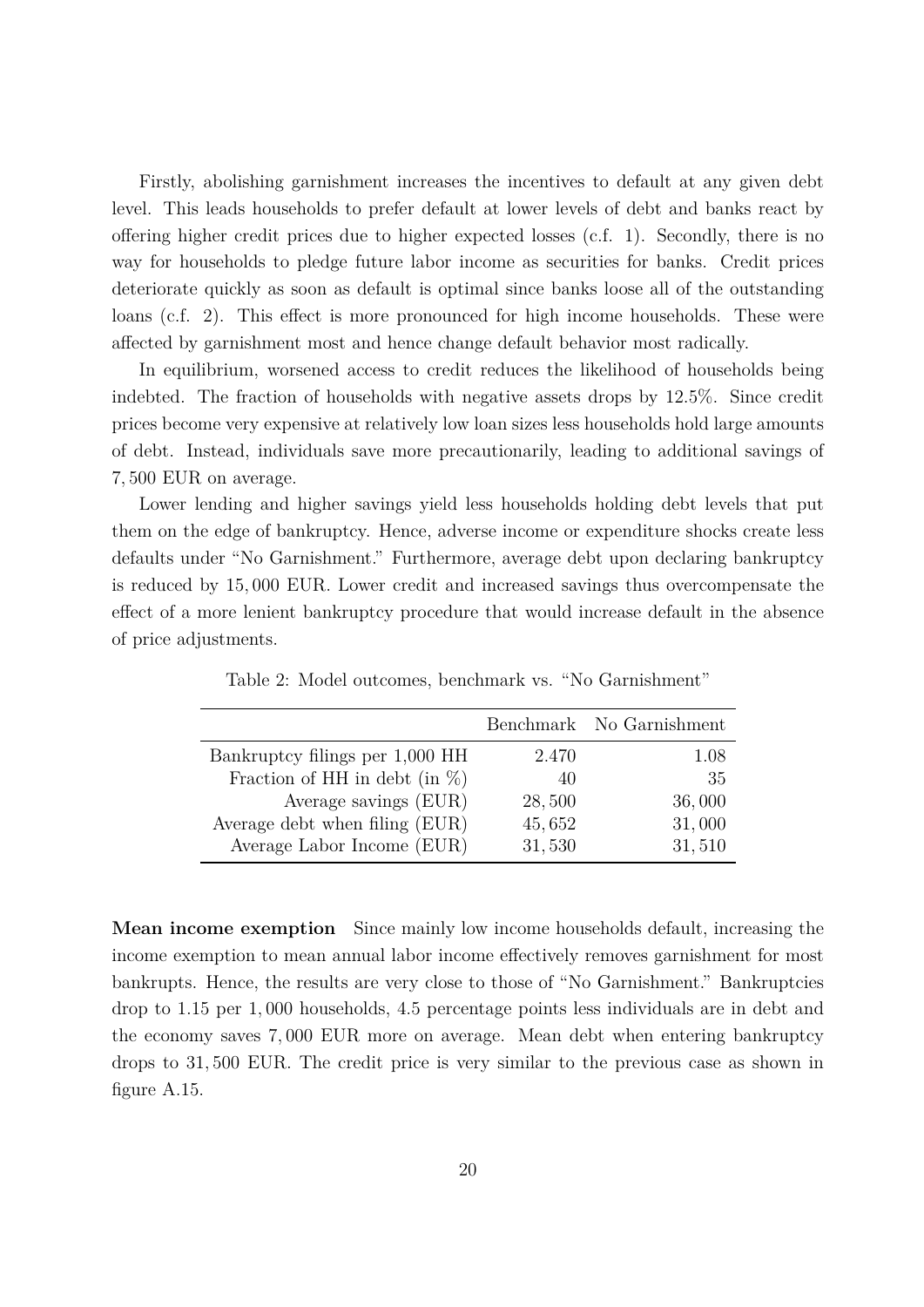Firstly, abolishing garnishment increases the incentives to default at any given debt level. This leads households to prefer default at lower levels of debt and banks react by offering higher credit prices due to higher expected losses (c.f. 1). Secondly, there is no way for households to pledge future labor income as securities for banks. Credit prices deteriorate quickly as soon as default is optimal since banks loose all of the outstanding loans (c.f. 2). This effect is more pronounced for high income households. These were affected by garnishment most and hence change default behavior most radically.

In equilibrium, worsened access to credit reduces the likelihood of households being indebted. The fraction of households with negative assets drops by 12.5%. Since credit prices become very expensive at relatively low loan sizes less households hold large amounts of debt. Instead, individuals save more precautionarily, leading to additional savings of 7,500 EUR on average.

Lower lending and higher savings yield less households holding debt levels that put them on the edge of bankruptcy. Hence, adverse income or expenditure shocks create less defaults under "No Garnishment." Furthermore, average debt upon declaring bankruptcy is reduced by 15,000 EUR. Lower credit and increased savings thus overcompensate the effect of a more lenient bankruptcy procedure that would increase default in the absence of price adjustments.

Table 2: Model outcomes, benchmark vs. "No Garnishment"

| | Benchmark | No Garnishment |
|---|---|---|
| Bankruptcy filings per 1,000 HH | 2.470 | 1.08 |
| Fraction of HH in debt (in %) | 40 | 35 |
| Average savings (EUR) | 28,500 | 36,000 |
| Average debt when filing (EUR) | 45,652 | 31,000 |
| Average Labor Income (EUR) | 31,530 | 31,510 |

**Mean income exemption** Since mainly low income households default, increasing the income exemption to mean annual labor income effectively removes garnishment for most bankrupts. Hence, the results are very close to those of "No Garnishment." Bankruptcies drop to 1.15 per 1,000 households, 4.5 percentage points less individuals are in debt and the economy saves 7,000 EUR more on average. Mean debt when entering bankruptcy drops to 31,500 EUR. The credit price is very similar to the previous case as shown in figure A.15.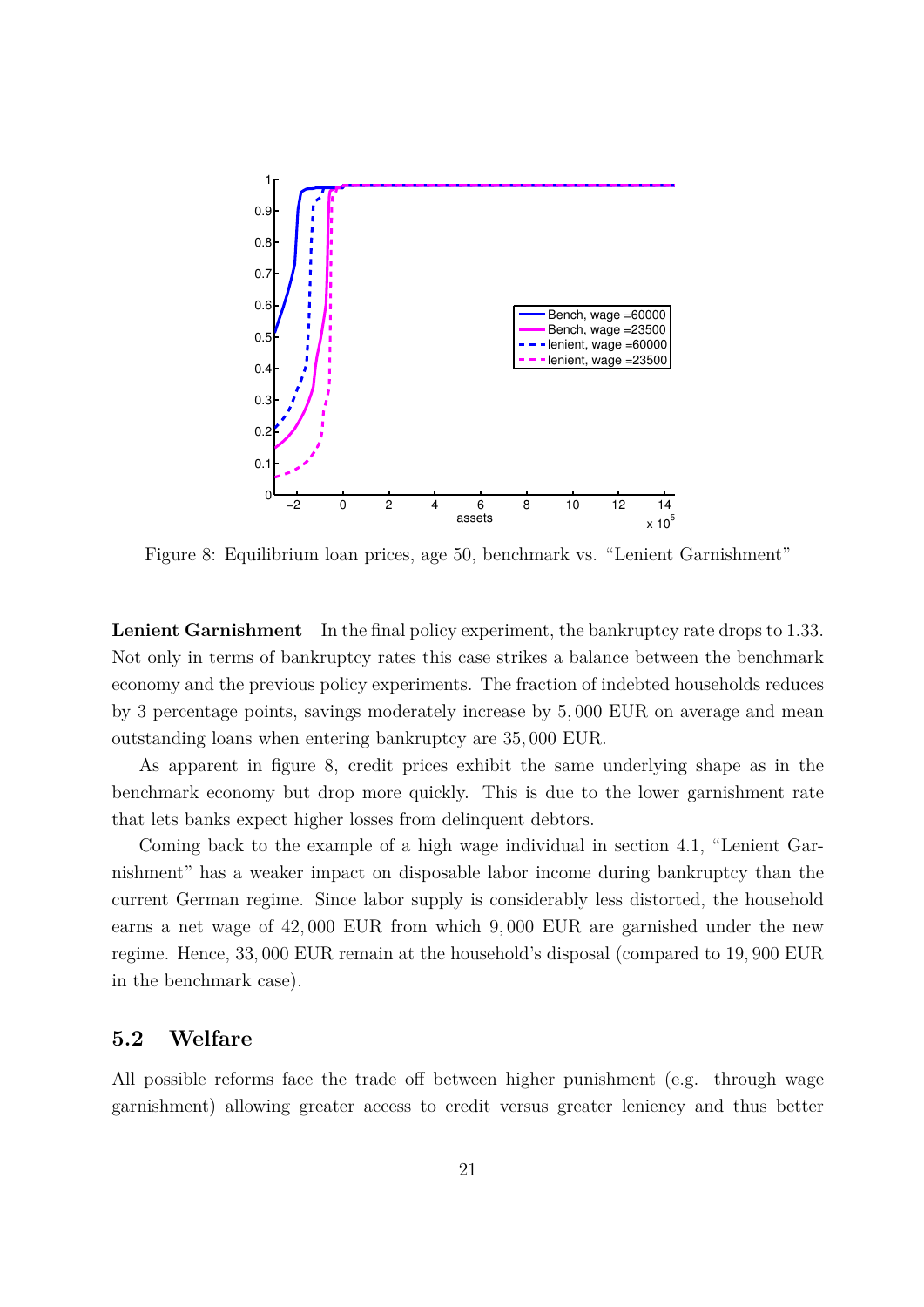Figure 8: Equilibrium loan prices, age 50, benchmark vs. "Lenient Garnishment"

**Lenient Garnishment** In the final policy experiment, the bankruptcy rate drops to 1.33. Not only in terms of bankruptcy rates this case strikes a balance between the benchmark economy and the previous policy experiments. The fraction of indebted households reduces by 3 percentage points, savings moderately increase by 5,000 EUR on average and mean outstanding loans when entering bankruptcy are 35,000 EUR.

As apparent in figure 8, credit prices exhibit the same underlying shape as in the benchmark economy but drop more quickly. This is due to the lower garnishment rate that lets banks expect higher losses from delinquent debtors.

Coming back to the example of a high wage individual in section 4.1, "Lenient Garnishment" has a weaker impact on disposable labor income during bankruptcy than the current German regime. Since labor supply is considerably less distorted, the household earns a net wage of 42,000 EUR from which 9,000 EUR are garnished under the new regime. Hence, 33,000 EUR remain at the household's disposal (compared to 19,900 EUR in the benchmark case).

## 5.2 Welfare

All possible reforms face the trade off between higher punishment (e.g. through wage garnishment) allowing greater access to credit versus greater leniency and thus better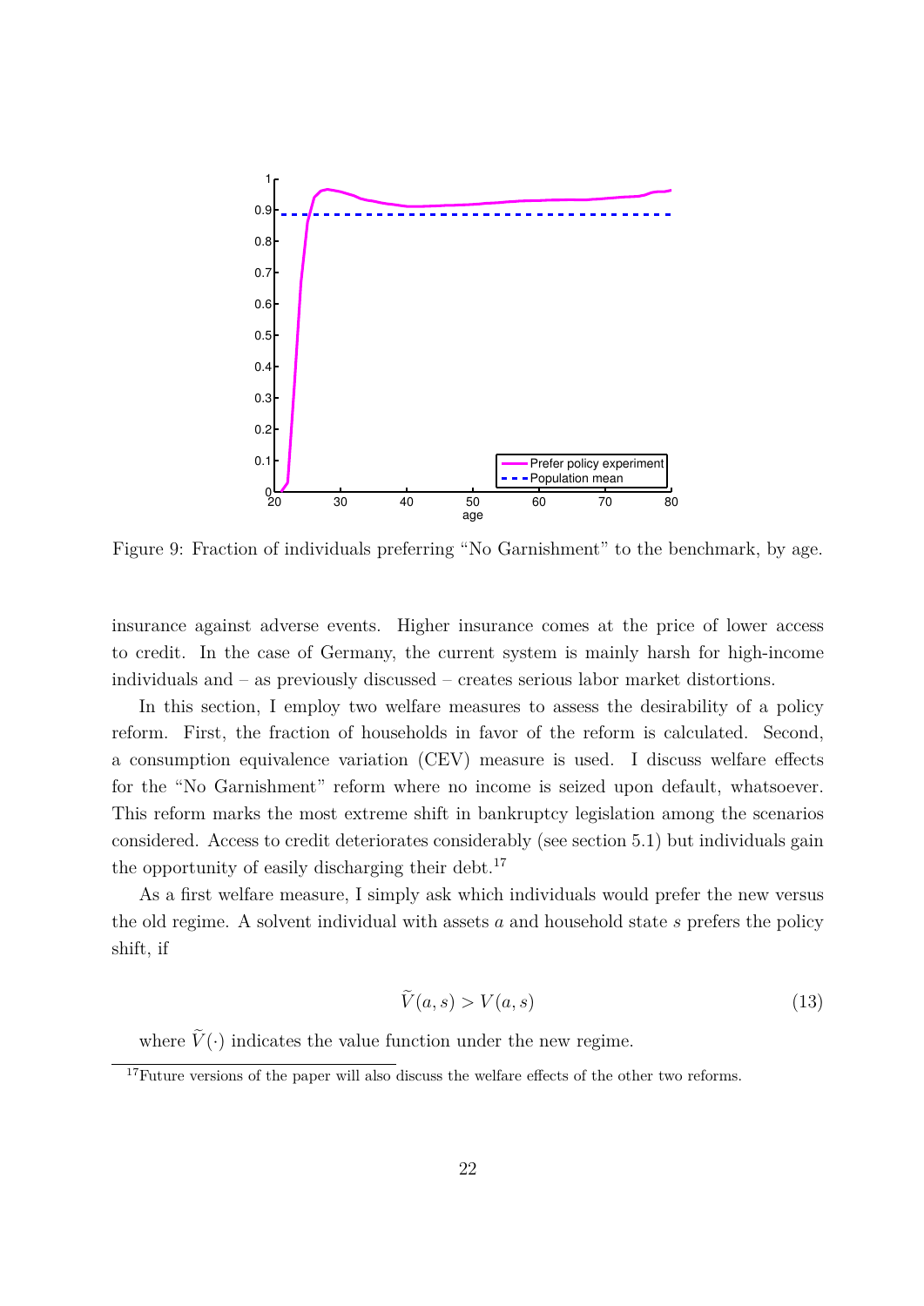Figure 9: Fraction of individuals preferring "No Garnishment" to the benchmark, by age.

insurance against adverse events. Higher insurance comes at the price of lower access to credit. In the case of Germany, the current system is mainly harsh for high-income individuals and – as previously discussed – creates serious labor market distortions.

In this section, I employ two welfare measures to assess the desirability of a policy reform. First, the fraction of households in favor of the reform is calculated. Second, a consumption equivalence variation (CEV) measure is used. I discuss welfare effects for the "No Garnishment" reform where no income is seized upon default, whatsoever. This reform marks the most extreme shift in bankruptcy legislation among the scenarios considered. Access to credit deteriorates considerably (see section 5.1) but individuals gain the opportunity of easily discharging their debt.[17]

As a first welfare measure, I simply ask which individuals would prefer the new versus the old regime. A solvent individual with assets $a$ and household state $s$ prefers the policy shift, if

$$\widetilde{V}(a, s) > V(a, s) \tag{13}$$

where $\widetilde{V}(\cdot)$ indicates the value function under the new regime.

[17] Future versions of the paper will also discuss the welfare effects of the other two reforms.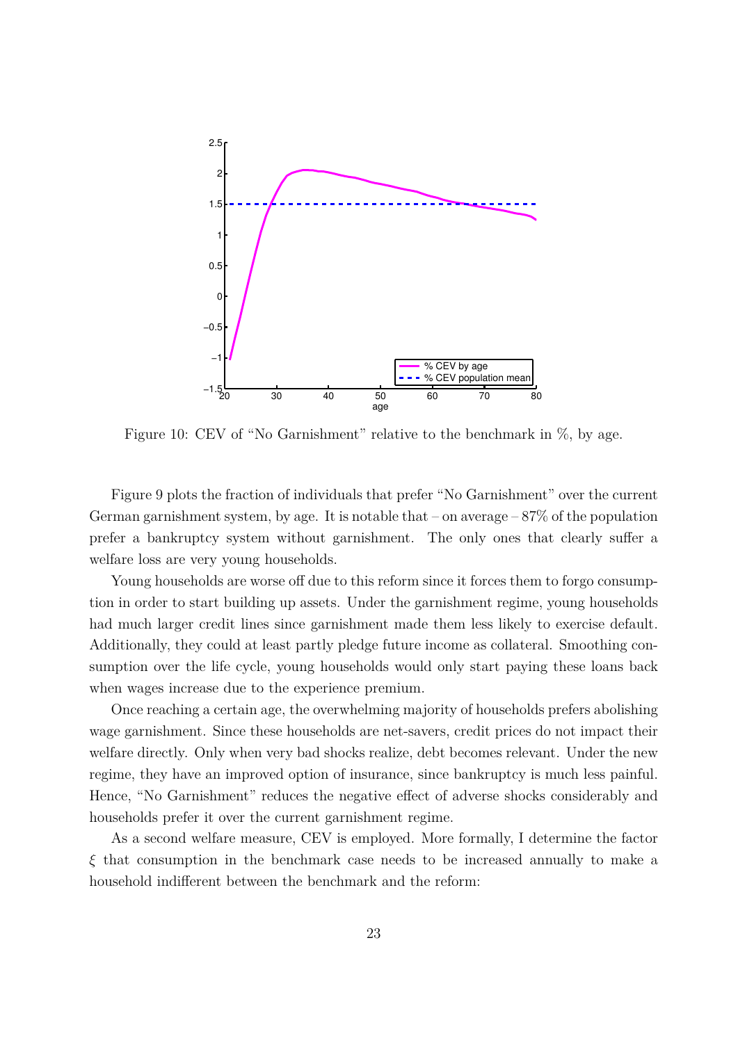Figure 10: CEV of "No Garnishment" relative to the benchmark in %, by age.

Figure 9 plots the fraction of individuals that prefer "No Garnishment" over the current German garnishment system, by age. It is notable that – on average – 87% of the population prefer a bankruptcy system without garnishment. The only ones that clearly suffer a welfare loss are very young households.

Young households are worse off due to this reform since it forces them to forgo consumption in order to start building up assets. Under the garnishment regime, young households had much larger credit lines since garnishment made them less likely to exercise default. Additionally, they could at least partly pledge future income as collateral. Smoothing consumption over the life cycle, young households would only start paying these loans back when wages increase due to the experience premium.

Once reaching a certain age, the overwhelming majority of households prefers abolishing wage garnishment. Since these households are net-savers, credit prices do not impact their welfare directly. Only when very bad shocks realize, debt becomes relevant. Under the new regime, they have an improved option of insurance, since bankruptcy is much less painful. Hence, "No Garnishment" reduces the negative effect of adverse shocks considerably and households prefer it over the current garnishment regime.

As a second welfare measure, CEV is employed. More formally, I determine the factor $\xi$ that consumption in the benchmark case needs to be increased annually to make a household indifferent between the benchmark and the reform: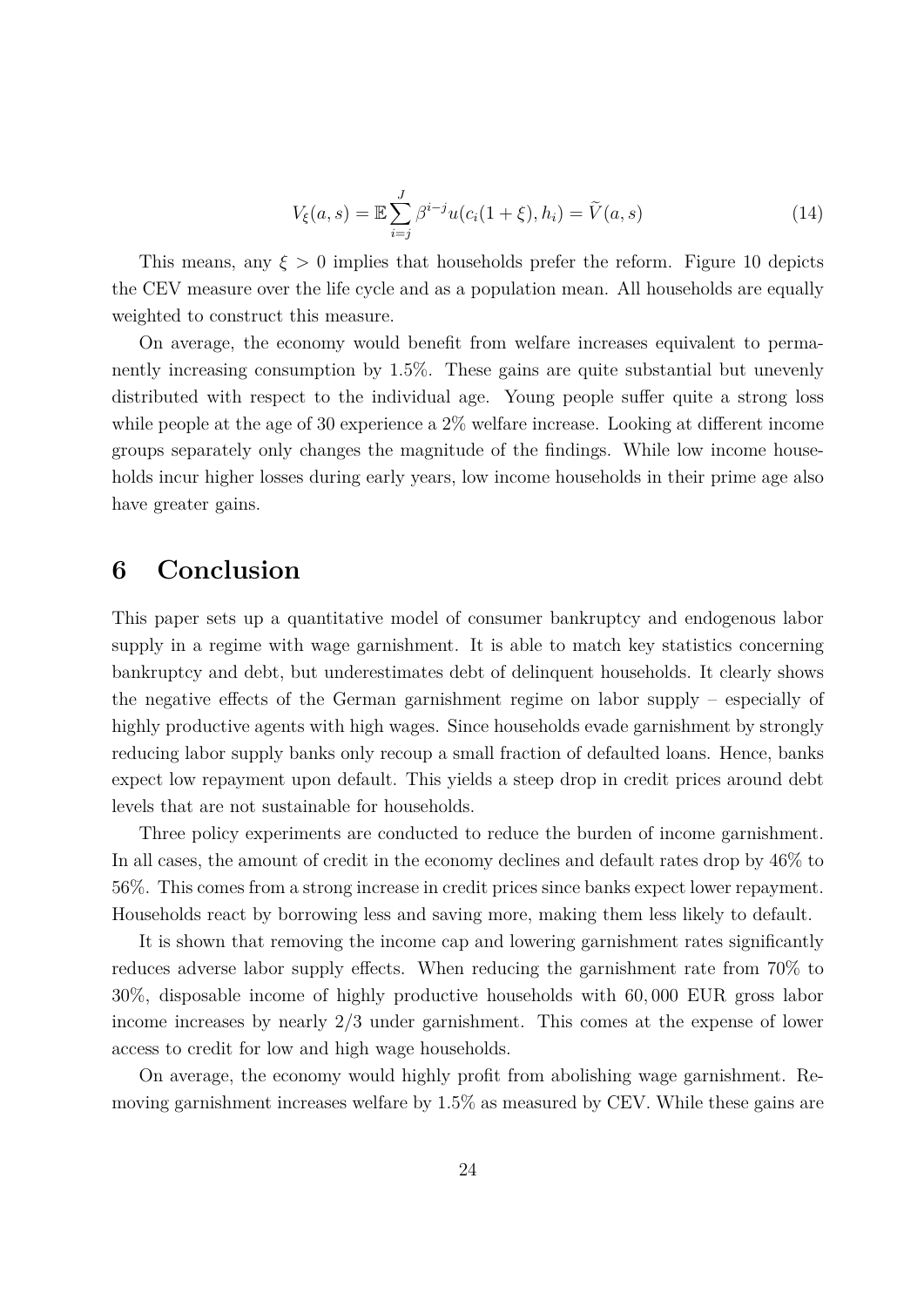$$V_\xi(a,s) = \mathbb{E}\sum_{i=j}^{J} \beta^{i-j} u(c_i(1+\xi), h_i) = \widetilde{V}(a,s) \tag{14}$$

This means, any $\xi > 0$ implies that households prefer the reform. Figure 10 depicts the CEV measure over the life cycle and as a population mean. All households are equally weighted to construct this measure.

On average, the economy would benefit from welfare increases equivalent to permanently increasing consumption by 1.5%. These gains are quite substantial but unevenly distributed with respect to the individual age. Young people suffer quite a strong loss while people at the age of 30 experience a 2% welfare increase. Looking at different income groups separately only changes the magnitude of the findings. While low income households incur higher losses during early years, low income households in their prime age also have greater gains.

# 6 Conclusion

This paper sets up a quantitative model of consumer bankruptcy and endogenous labor supply in a regime with wage garnishment. It is able to match key statistics concerning bankruptcy and debt, but underestimates debt of delinquent households. It clearly shows the negative effects of the German garnishment regime on labor supply – especially of highly productive agents with high wages. Since households evade garnishment by strongly reducing labor supply banks only recoup a small fraction of defaulted loans. Hence, banks expect low repayment upon default. This yields a steep drop in credit prices around debt levels that are not sustainable for households.

Three policy experiments are conducted to reduce the burden of income garnishment. In all cases, the amount of credit in the economy declines and default rates drop by 46% to 56%. This comes from a strong increase in credit prices since banks expect lower repayment. Households react by borrowing less and saving more, making them less likely to default.

It is shown that removing the income cap and lowering garnishment rates significantly reduces adverse labor supply effects. When reducing the garnishment rate from 70% to 30%, disposable income of highly productive households with 60,000 EUR gross labor income increases by nearly 2/3 under garnishment. This comes at the expense of lower access to credit for low and high wage households.

On average, the economy would highly profit from abolishing wage garnishment. Removing garnishment increases welfare by 1.5% as measured by CEV. While these gains are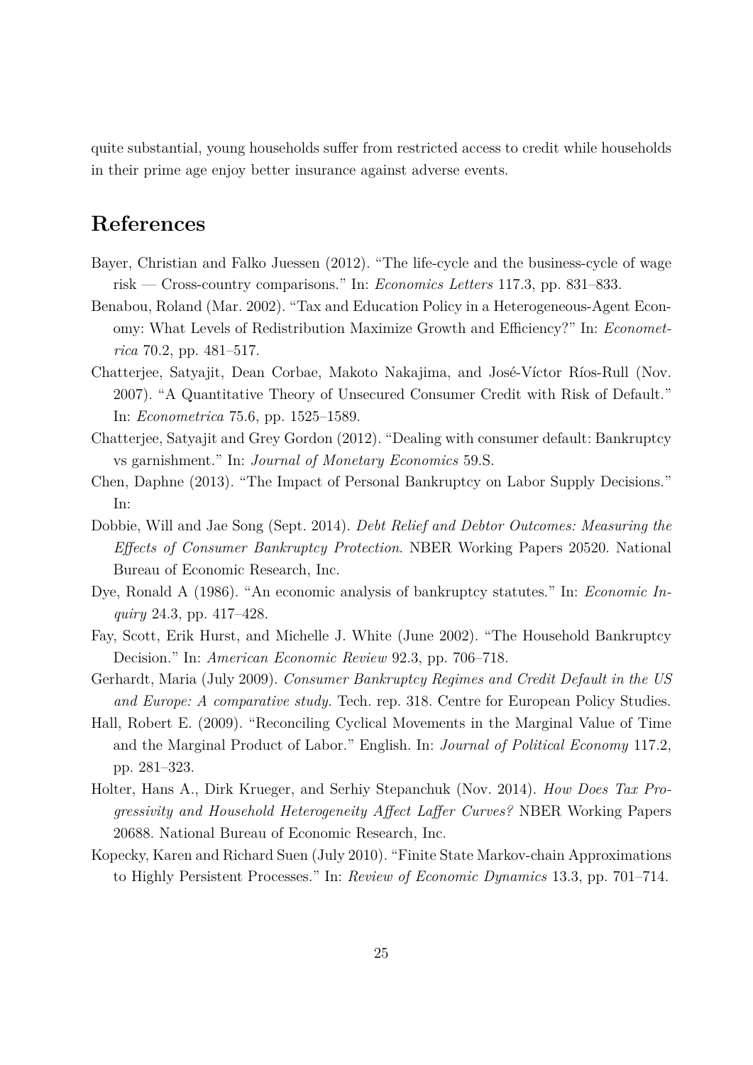quite substantial, young households suffer from restricted access to credit while households in their prime age enjoy better insurance against adverse events.

# References

Bayer, Christian and Falko Juessen (2012). "The life-cycle and the business-cycle of wage risk — Cross-country comparisons." In: *Economics Letters* 117.3, pp. 831–833.

Benabou, Roland (Mar. 2002). "Tax and Education Policy in a Heterogeneous-Agent Economy: What Levels of Redistribution Maximize Growth and Efficiency?" In: *Econometrica* 70.2, pp. 481–517.

Chatterjee, Satyajit, Dean Corbae, Makoto Nakajima, and José-Víctor Ríos-Rull (Nov. 2007). "A Quantitative Theory of Unsecured Consumer Credit with Risk of Default." In: *Econometrica* 75.6, pp. 1525–1589.

Chatterjee, Satyajit and Grey Gordon (2012). "Dealing with consumer default: Bankruptcy vs garnishment." In: *Journal of Monetary Economics* 59.S.

Chen, Daphne (2013). "The Impact of Personal Bankruptcy on Labor Supply Decisions." In:

Dobbie, Will and Jae Song (Sept. 2014). *Debt Relief and Debtor Outcomes: Measuring the Effects of Consumer Bankruptcy Protection*. NBER Working Papers 20520. National Bureau of Economic Research, Inc.

Dye, Ronald A (1986). "An economic analysis of bankruptcy statutes." In: *Economic Inquiry* 24.3, pp. 417–428.

Fay, Scott, Erik Hurst, and Michelle J. White (June 2002). "The Household Bankruptcy Decision." In: *American Economic Review* 92.3, pp. 706–718.

Gerhardt, Maria (July 2009). *Consumer Bankruptcy Regimes and Credit Default in the US and Europe: A comparative study.* Tech. rep. 318. Centre for European Policy Studies.

Hall, Robert E. (2009). "Reconciling Cyclical Movements in the Marginal Value of Time and the Marginal Product of Labor." English. In: *Journal of Political Economy* 117.2, pp. 281–323.

Holter, Hans A., Dirk Krueger, and Serhiy Stepanchuk (Nov. 2014). *How Does Tax Progressivity and Household Heterogeneity Affect Laffer Curves?* NBER Working Papers 20688. National Bureau of Economic Research, Inc.

Kopecky, Karen and Richard Suen (July 2010). "Finite State Markov-chain Approximations to Highly Persistent Processes." In: *Review of Economic Dynamics* 13.3, pp. 701–714.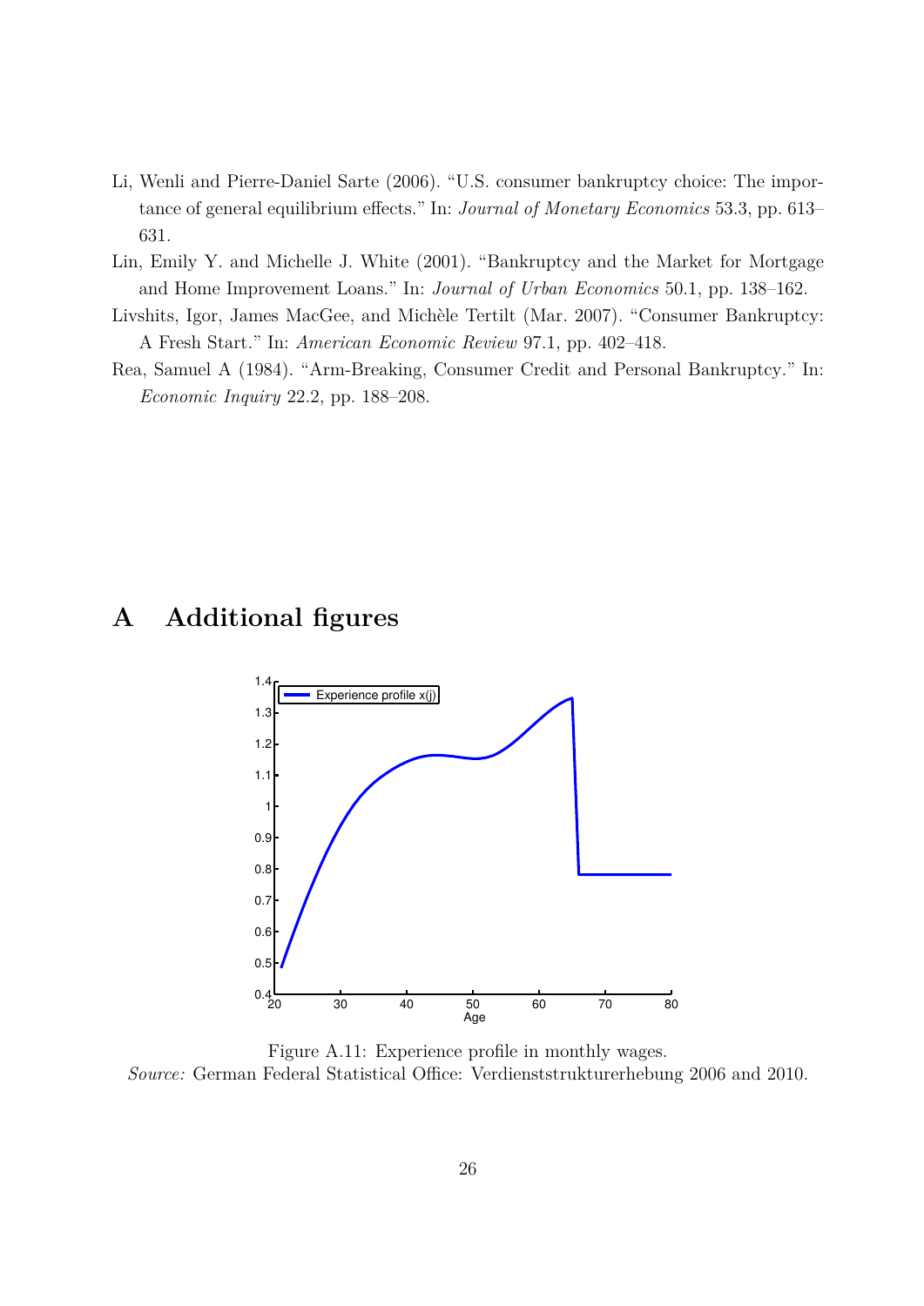Li, Wenli and Pierre-Daniel Sarte (2006). "U.S. consumer bankruptcy choice: The importance of general equilibrium effects." In: *Journal of Monetary Economics* 53.3, pp. 613–631.

Lin, Emily Y. and Michelle J. White (2001). "Bankruptcy and the Market for Mortgage and Home Improvement Loans." In: *Journal of Urban Economics* 50.1, pp. 138–162.

Livshits, Igor, James MacGee, and Michèle Tertilt (Mar. 2007). "Consumer Bankruptcy: A Fresh Start." In: *American Economic Review* 97.1, pp. 402–418.

Rea, Samuel A (1984). "Arm-Breaking, Consumer Credit and Personal Bankruptcy." In: *Economic Inquiry* 22.2, pp. 188–208.

# A Additional figures

Figure A.11: Experience profile in monthly wages.
*Source:* German Federal Statistical Office: Verdienststrukturerhebung 2006 and 2010.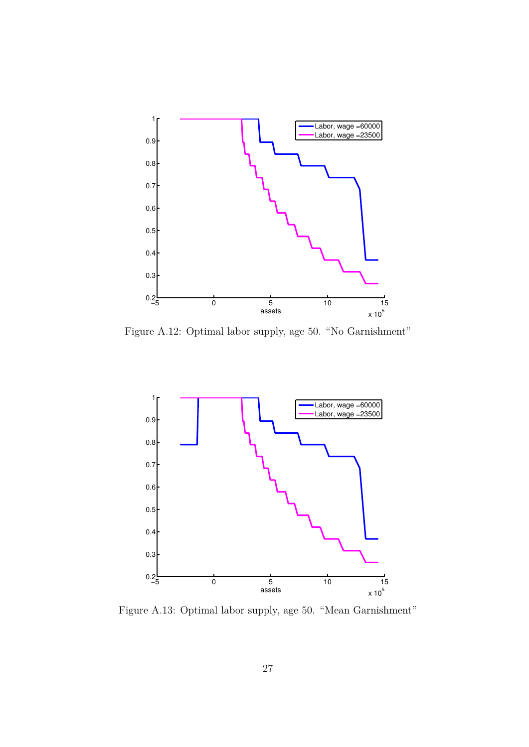Figure A.12: Optimal labor supply, age 50. “No Garnishment”

Figure A.13: Optimal labor supply, age 50. “Mean Garnishment”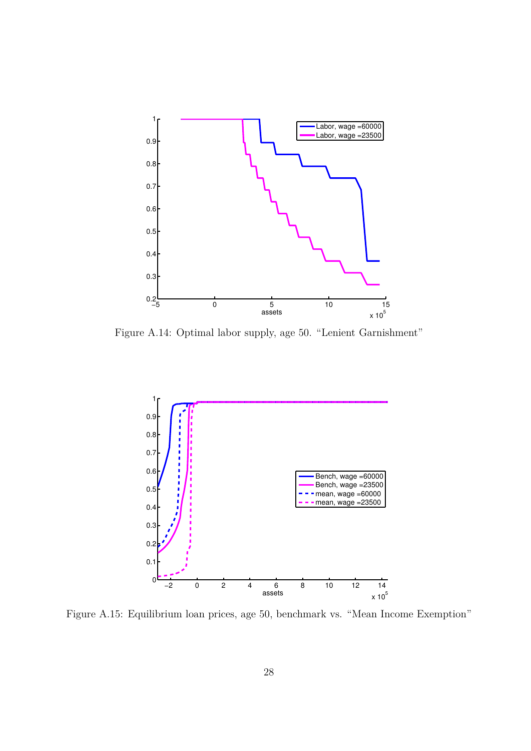1
0.9
0.8
0.7
0.6
0.5
0.4
0.3
0.2
−5
0
5
10
15
assets
x 10$^5$

Labor, wage =60000
Labor, wage =23500

Figure A.14: Optimal labor supply, age 50. "Lenient Garnishment"

1
0.9
0.8
0.7
0.6
0.5
0.4
0.3
0.2
0.1
0
−2
0
2
4
6
8
10
12
14
assets
x 10$^5$

Bench, wage =60000
Bench, wage =23500
mean, wage =60000
mean, wage =23500

Figure A.15: Equilibrium loan prices, age 50, benchmark vs. "Mean Income Exemption"